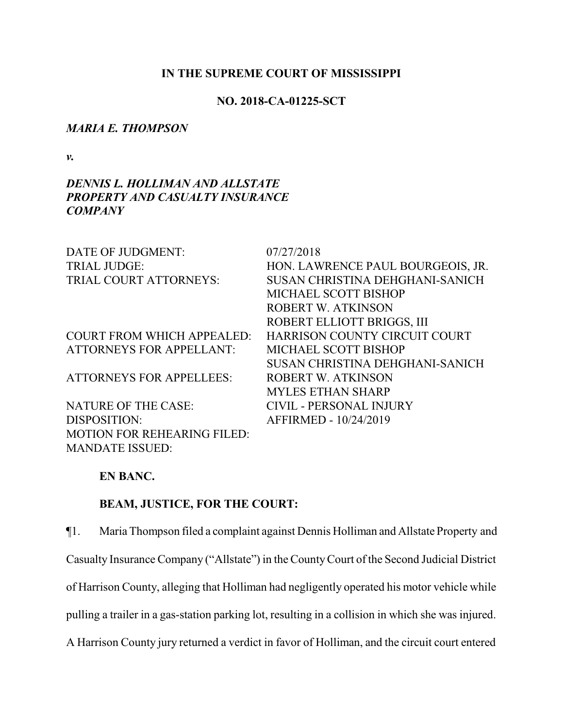**IN THE SUPREME COURT OF MISSISSIPPI**

**NO. 2018-CA-01225-SCT**

***MARIA E. THOMPSON***

***v.***

***DENNIS L. HOLLIMAN AND ALLSTATE PROPERTY AND CASUALTY INSURANCE COMPANY***

| | |
|---|---|
| DATE OF JUDGMENT: | 07/27/2018 |
| TRIAL JUDGE: | HON. LAWRENCE PAUL BOURGEOIS, JR. |
| TRIAL COURT ATTORNEYS: | SUSAN CHRISTINA DEHGHANI-SANICH<br>MICHAEL SCOTT BISHOP<br>ROBERT W. ATKINSON<br>ROBERT ELLIOTT BRIGGS, III |
| COURT FROM WHICH APPEALED: | HARRISON COUNTY CIRCUIT COURT |
| ATTORNEYS FOR APPELLANT: | MICHAEL SCOTT BISHOP<br>SUSAN CHRISTINA DEHGHANI-SANICH |
| ATTORNEYS FOR APPELLEES: | ROBERT W. ATKINSON<br>MYLES ETHAN SHARP |
| NATURE OF THE CASE: | CIVIL - PERSONAL INJURY |
| DISPOSITION: | AFFIRMED - 10/24/2019 |
| MOTION FOR REHEARING FILED: | |
| MANDATE ISSUED: | |

**EN BANC.**

**BEAM, JUSTICE, FOR THE COURT:**

¶1. Maria Thompson filed a complaint against Dennis Holliman and Allstate Property and Casualty Insurance Company ("Allstate") in the County Court of the Second Judicial District of Harrison County, alleging that Holliman had negligently operated his motor vehicle while pulling a trailer in a gas-station parking lot, resulting in a collision in which she was injured. A Harrison County jury returned a verdict in favor of Holliman, and the circuit court entered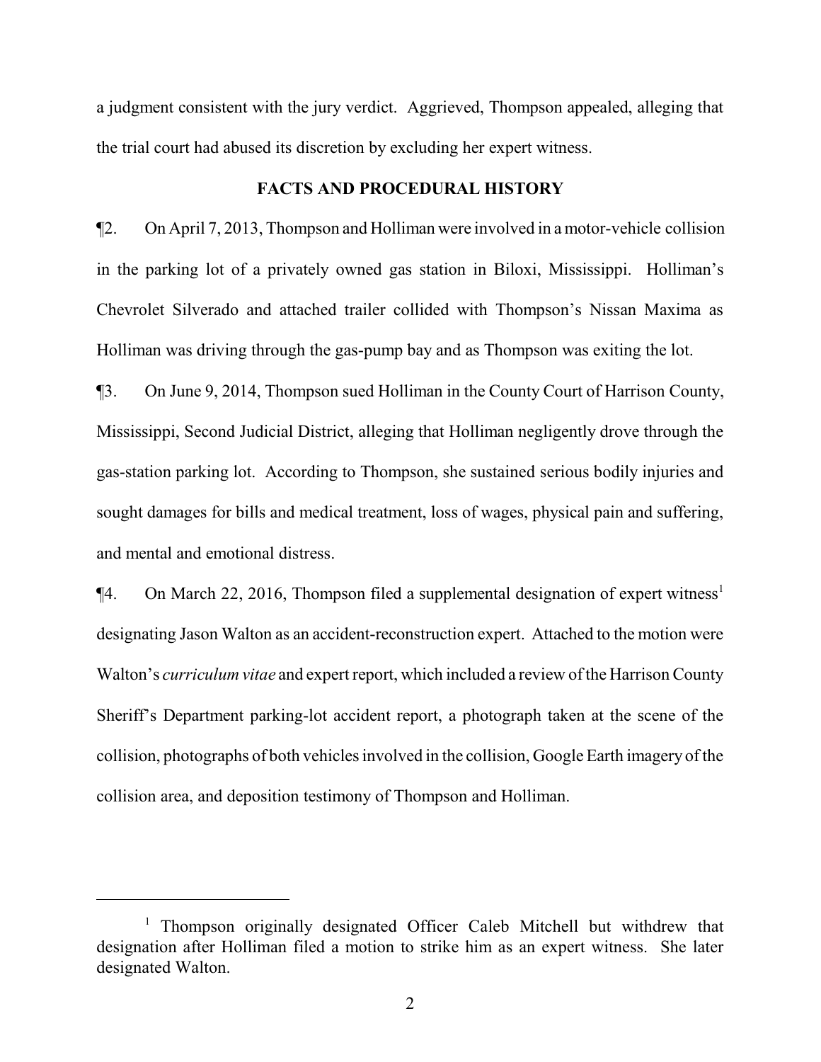a judgment consistent with the jury verdict. Aggrieved, Thompson appealed, alleging that the trial court had abused its discretion by excluding her expert witness.

## FACTS AND PROCEDURAL HISTORY

¶2. On April 7, 2013, Thompson and Holliman were involved in a motor-vehicle collision in the parking lot of a privately owned gas station in Biloxi, Mississippi. Holliman's Chevrolet Silverado and attached trailer collided with Thompson's Nissan Maxima as Holliman was driving through the gas-pump bay and as Thompson was exiting the lot.

¶3. On June 9, 2014, Thompson sued Holliman in the County Court of Harrison County, Mississippi, Second Judicial District, alleging that Holliman negligently drove through the gas-station parking lot. According to Thompson, she sustained serious bodily injuries and sought damages for bills and medical treatment, loss of wages, physical pain and suffering, and mental and emotional distress.

¶4. On March 22, 2016, Thompson filed a supplemental designation of expert witness[1] designating Jason Walton as an accident-reconstruction expert. Attached to the motion were Walton's *curriculum vitae* and expert report, which included a review of the Harrison County Sheriff's Department parking-lot accident report, a photograph taken at the scene of the collision, photographs of both vehicles involved in the collision, Google Earth imagery of the collision area, and deposition testimony of Thompson and Holliman.

---

[1] Thompson originally designated Officer Caleb Mitchell but withdrew that designation after Holliman filed a motion to strike him as an expert witness. She later designated Walton.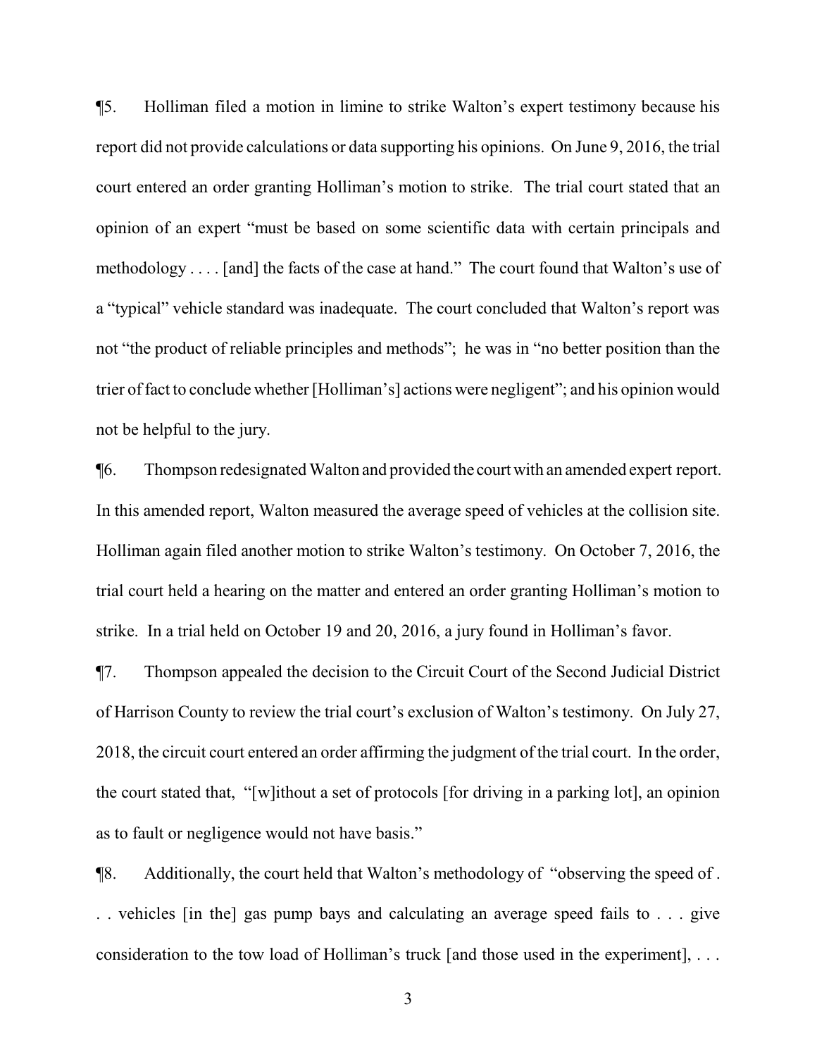¶5. Holliman filed a motion in limine to strike Walton's expert testimony because his report did not provide calculations or data supporting his opinions. On June 9, 2016, the trial court entered an order granting Holliman's motion to strike. The trial court stated that an opinion of an expert "must be based on some scientific data with certain principals and methodology . . . . [and] the facts of the case at hand." The court found that Walton's use of a "typical" vehicle standard was inadequate. The court concluded that Walton's report was not "the product of reliable principles and methods"; he was in "no better position than the trier of fact to conclude whether [Holliman's] actions were negligent"; and his opinion would not be helpful to the jury.

¶6. Thompson redesignated Walton and provided the court with an amended expert report. In this amended report, Walton measured the average speed of vehicles at the collision site. Holliman again filed another motion to strike Walton's testimony. On October 7, 2016, the trial court held a hearing on the matter and entered an order granting Holliman's motion to strike. In a trial held on October 19 and 20, 2016, a jury found in Holliman's favor.

¶7. Thompson appealed the decision to the Circuit Court of the Second Judicial District of Harrison County to review the trial court's exclusion of Walton's testimony. On July 27, 2018, the circuit court entered an order affirming the judgment of the trial court. In the order, the court stated that, "[w]ithout a set of protocols [for driving in a parking lot], an opinion as to fault or negligence would not have basis."

¶8. Additionally, the court held that Walton's methodology of "observing the speed of . . . vehicles [in the] gas pump bays and calculating an average speed fails to . . . give consideration to the tow load of Holliman's truck [and those used in the experiment], . . .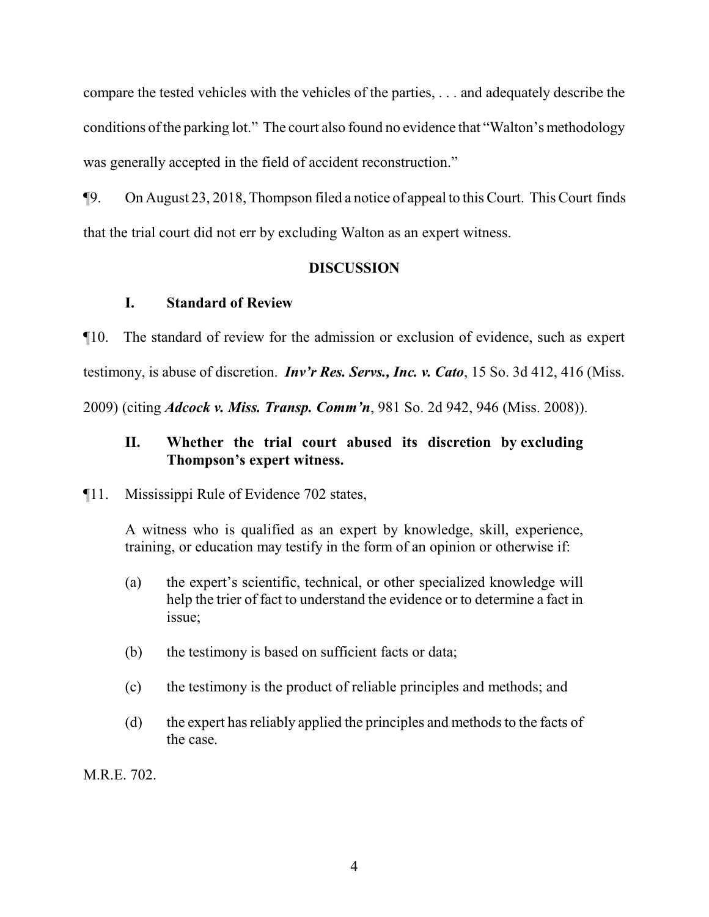compare the tested vehicles with the vehicles of the parties, . . . and adequately describe the conditions of the parking lot." The court also found no evidence that "Walton's methodology was generally accepted in the field of accident reconstruction."

¶9. On August 23, 2018, Thompson filed a notice of appeal to this Court. This Court finds that the trial court did not err by excluding Walton as an expert witness.

## DISCUSSION

### I. Standard of Review

¶10. The standard of review for the admission or exclusion of evidence, such as expert testimony, is abuse of discretion. ***Inv'r Res. Servs., Inc. v. Cato***, 15 So. 3d 412, 416 (Miss. 2009) (citing ***Adcock v. Miss. Transp. Comm'n***, 981 So. 2d 942, 946 (Miss. 2008)).

### II. Whether the trial court abused its discretion by excluding Thompson's expert witness.

¶11. Mississippi Rule of Evidence 702 states,

> A witness who is qualified as an expert by knowledge, skill, experience, training, or education may testify in the form of an opinion or otherwise if:
>
> (a) the expert's scientific, technical, or other specialized knowledge will help the trier of fact to understand the evidence or to determine a fact in issue;
>
> (b) the testimony is based on sufficient facts or data;
>
> (c) the testimony is the product of reliable principles and methods; and
>
> (d) the expert has reliably applied the principles and methods to the facts of the case.

M.R.E. 702.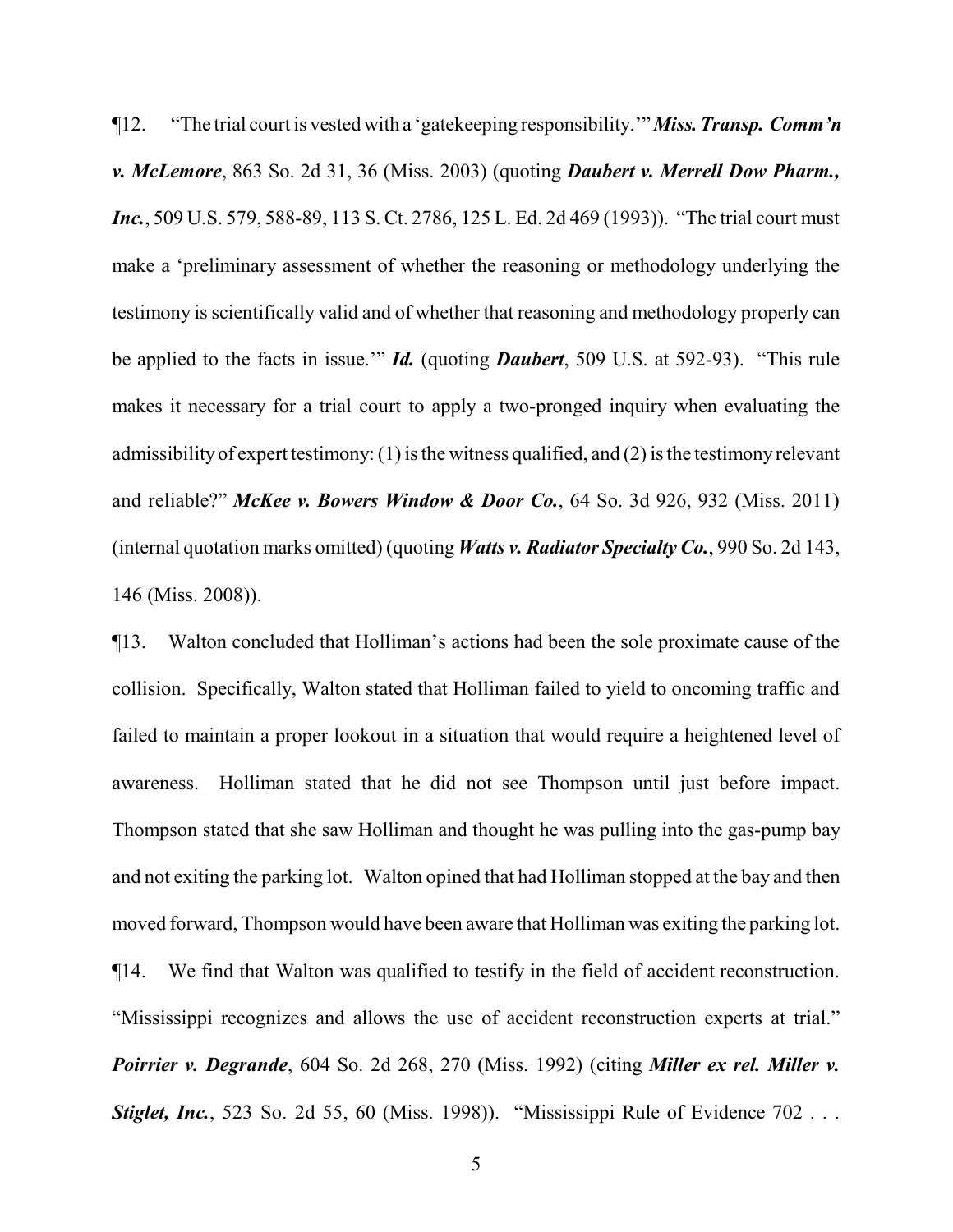¶12. "The trial court is vested with a 'gatekeeping responsibility.'" ***Miss. Transp. Comm'n v. McLemore***, 863 So. 2d 31, 36 (Miss. 2003) (quoting ***Daubert v. Merrell Dow Pharm., Inc.***, 509 U.S. 579, 588-89, 113 S. Ct. 2786, 125 L. Ed. 2d 469 (1993)). "The trial court must make a 'preliminary assessment of whether the reasoning or methodology underlying the testimony is scientifically valid and of whether that reasoning and methodology properly can be applied to the facts in issue.'" ***Id.*** (quoting ***Daubert***, 509 U.S. at 592-93). "This rule makes it necessary for a trial court to apply a two-pronged inquiry when evaluating the admissibility of expert testimony: (1) is the witness qualified, and (2) is the testimony relevant and reliable?" ***McKee v. Bowers Window & Door Co.***, 64 So. 3d 926, 932 (Miss. 2011) (internal quotation marks omitted) (quoting ***Watts v. Radiator Specialty Co.***, 990 So. 2d 143, 146 (Miss. 2008)).

¶13. Walton concluded that Holliman's actions had been the sole proximate cause of the collision. Specifically, Walton stated that Holliman failed to yield to oncoming traffic and failed to maintain a proper lookout in a situation that would require a heightened level of awareness. Holliman stated that he did not see Thompson until just before impact. Thompson stated that she saw Holliman and thought he was pulling into the gas-pump bay and not exiting the parking lot. Walton opined that had Holliman stopped at the bay and then moved forward, Thompson would have been aware that Holliman was exiting the parking lot.

¶14. We find that Walton was qualified to testify in the field of accident reconstruction. "Mississippi recognizes and allows the use of accident reconstruction experts at trial." ***Poirrier v. Degrande***, 604 So. 2d 268, 270 (Miss. 1992) (citing ***Miller ex rel. Miller v. Stiglet, Inc.***, 523 So. 2d 55, 60 (Miss. 1998)). "Mississippi Rule of Evidence 702 . . .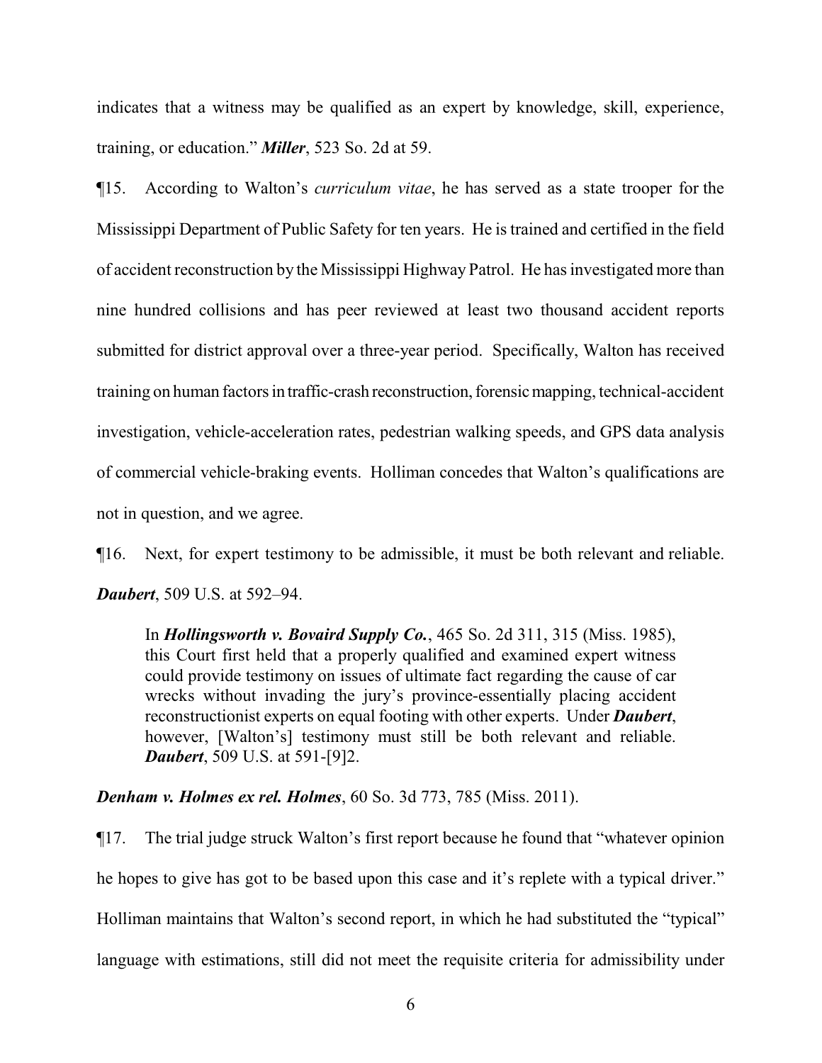indicates that a witness may be qualified as an expert by knowledge, skill, experience, training, or education." ***Miller***, 523 So. 2d at 59.

¶15. According to Walton's *curriculum vitae*, he has served as a state trooper for the Mississippi Department of Public Safety for ten years. He is trained and certified in the field of accident reconstruction by the Mississippi Highway Patrol. He has investigated more than nine hundred collisions and has peer reviewed at least two thousand accident reports submitted for district approval over a three-year period. Specifically, Walton has received training on human factors in traffic-crash reconstruction, forensic mapping, technical-accident investigation, vehicle-acceleration rates, pedestrian walking speeds, and GPS data analysis of commercial vehicle-braking events. Holliman concedes that Walton's qualifications are not in question, and we agree.

¶16. Next, for expert testimony to be admissible, it must be both relevant and reliable. ***Daubert***, 509 U.S. at 592–94.

> In ***Hollingsworth v. Bovaird Supply Co.***, 465 So. 2d 311, 315 (Miss. 1985), this Court first held that a properly qualified and examined expert witness could provide testimony on issues of ultimate fact regarding the cause of car wrecks without invading the jury's province-essentially placing accident reconstructionist experts on equal footing with other experts. Under ***Daubert***, however, [Walton's] testimony must still be both relevant and reliable. ***Daubert***, 509 U.S. at 591-[9]2.

***Denham v. Holmes ex rel. Holmes***, 60 So. 3d 773, 785 (Miss. 2011).

¶17. The trial judge struck Walton's first report because he found that "whatever opinion he hopes to give has got to be based upon this case and it's replete with a typical driver." Holliman maintains that Walton's second report, in which he had substituted the "typical" language with estimations, still did not meet the requisite criteria for admissibility under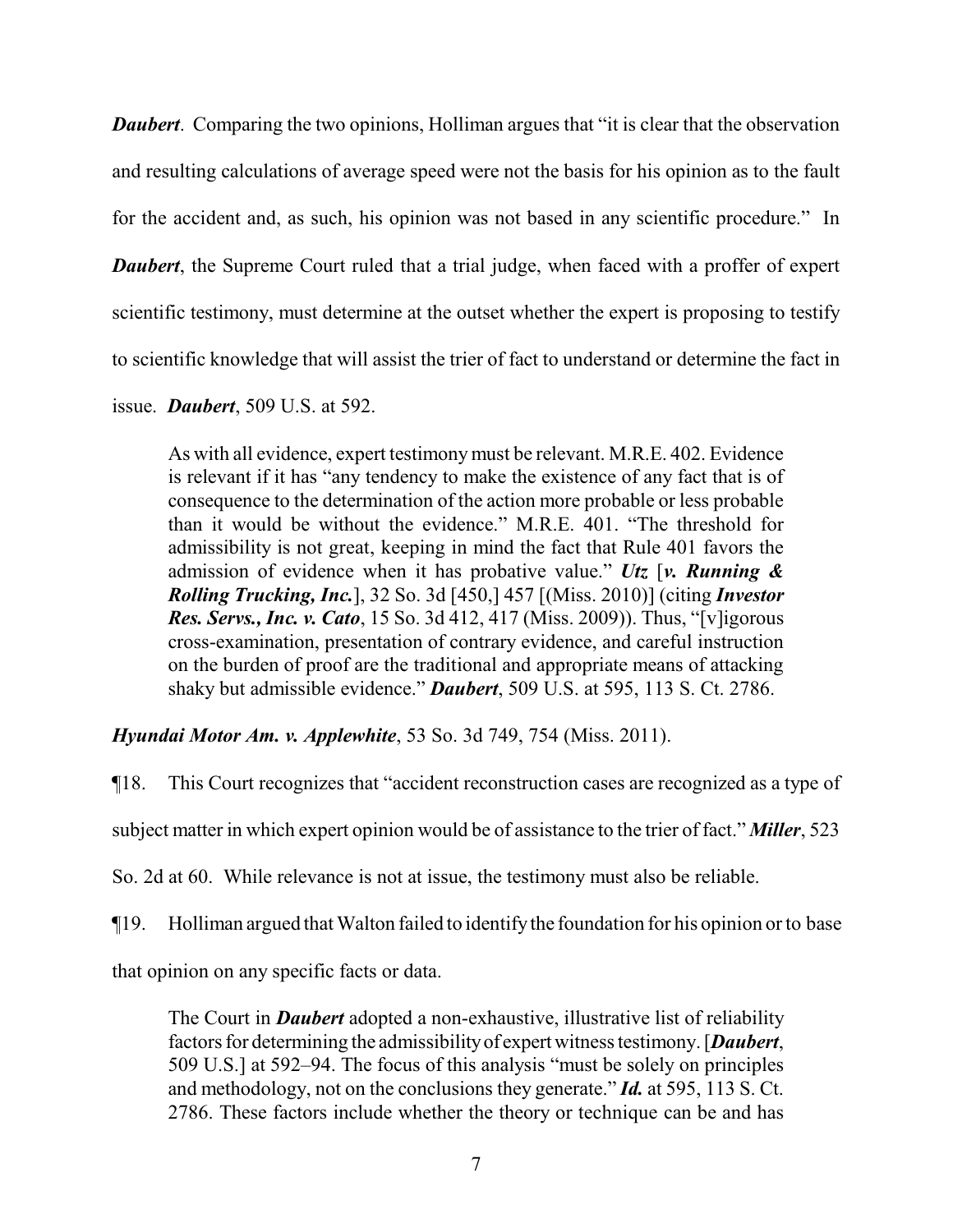***Daubert***. Comparing the two opinions, Holliman argues that "it is clear that the observation and resulting calculations of average speed were not the basis for his opinion as to the fault for the accident and, as such, his opinion was not based in any scientific procedure." In ***Daubert***, the Supreme Court ruled that a trial judge, when faced with a proffer of expert scientific testimony, must determine at the outset whether the expert is proposing to testify to scientific knowledge that will assist the trier of fact to understand or determine the fact in issue. ***Daubert***, 509 U.S. at 592.

> As with all evidence, expert testimony must be relevant. M.R.E. 402. Evidence is relevant if it has "any tendency to make the existence of any fact that is of consequence to the determination of the action more probable or less probable than it would be without the evidence." M.R.E. 401. "The threshold for admissibility is not great, keeping in mind the fact that Rule 401 favors the admission of evidence when it has probative value." ***Utz*** [***v. Running & Rolling Trucking, Inc.***], 32 So. 3d [450,] 457 [(Miss. 2010)] (citing ***Investor Res. Servs., Inc. v. Cato***, 15 So. 3d 412, 417 (Miss. 2009)). Thus, "[v]igorous cross-examination, presentation of contrary evidence, and careful instruction on the burden of proof are the traditional and appropriate means of attacking shaky but admissible evidence." ***Daubert***, 509 U.S. at 595, 113 S. Ct. 2786.

***Hyundai Motor Am. v. Applewhite***, 53 So. 3d 749, 754 (Miss. 2011).

¶18. This Court recognizes that "accident reconstruction cases are recognized as a type of subject matter in which expert opinion would be of assistance to the trier of fact." ***Miller***, 523 So. 2d at 60. While relevance is not at issue, the testimony must also be reliable.

¶19. Holliman argued that Walton failed to identify the foundation for his opinion or to base that opinion on any specific facts or data.

> The Court in ***Daubert*** adopted a non-exhaustive, illustrative list of reliability factors for determining the admissibility of expert witness testimony. [***Daubert***, 509 U.S.] at 592–94. The focus of this analysis "must be solely on principles and methodology, not on the conclusions they generate." ***Id.*** at 595, 113 S. Ct. 2786. These factors include whether the theory or technique can be and has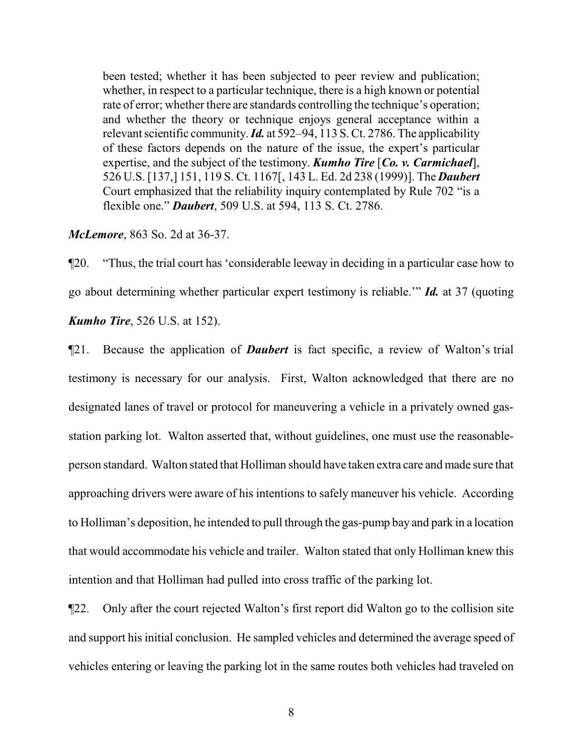> been tested; whether it has been subjected to peer review and publication; whether, in respect to a particular technique, there is a high known or potential rate of error; whether there are standards controlling the technique's operation; and whether the theory or technique enjoys general acceptance within a relevant scientific community. ***Id.*** at 592–94, 113 S. Ct. 2786. The applicability of these factors depends on the nature of the issue, the expert's particular expertise, and the subject of the testimony. ***Kumho Tire*** [***Co. v. Carmichael***], 526 U.S. [137,] 151, 119 S. Ct. 1167[, 143 L. Ed. 2d 238 (1999)]. The ***Daubert*** Court emphasized that the reliability inquiry contemplated by Rule 702 "is a flexible one." ***Daubert***, 509 U.S. at 594, 113 S. Ct. 2786.

***McLemore***, 863 So. 2d at 36-37.

¶20. "Thus, the trial court has 'considerable leeway in deciding in a particular case how to go about determining whether particular expert testimony is reliable.'" ***Id.*** at 37 (quoting ***Kumho Tire***, 526 U.S. at 152).

¶21. Because the application of ***Daubert*** is fact specific, a review of Walton's trial testimony is necessary for our analysis. First, Walton acknowledged that there are no designated lanes of travel or protocol for maneuvering a vehicle in a privately owned gas-station parking lot. Walton asserted that, without guidelines, one must use the reasonable-person standard. Walton stated that Holliman should have taken extra care and made sure that approaching drivers were aware of his intentions to safely maneuver his vehicle. According to Holliman's deposition, he intended to pull through the gas-pump bay and park in a location that would accommodate his vehicle and trailer. Walton stated that only Holliman knew this intention and that Holliman had pulled into cross traffic of the parking lot.

¶22. Only after the court rejected Walton's first report did Walton go to the collision site and support his initial conclusion. He sampled vehicles and determined the average speed of vehicles entering or leaving the parking lot in the same routes both vehicles had traveled on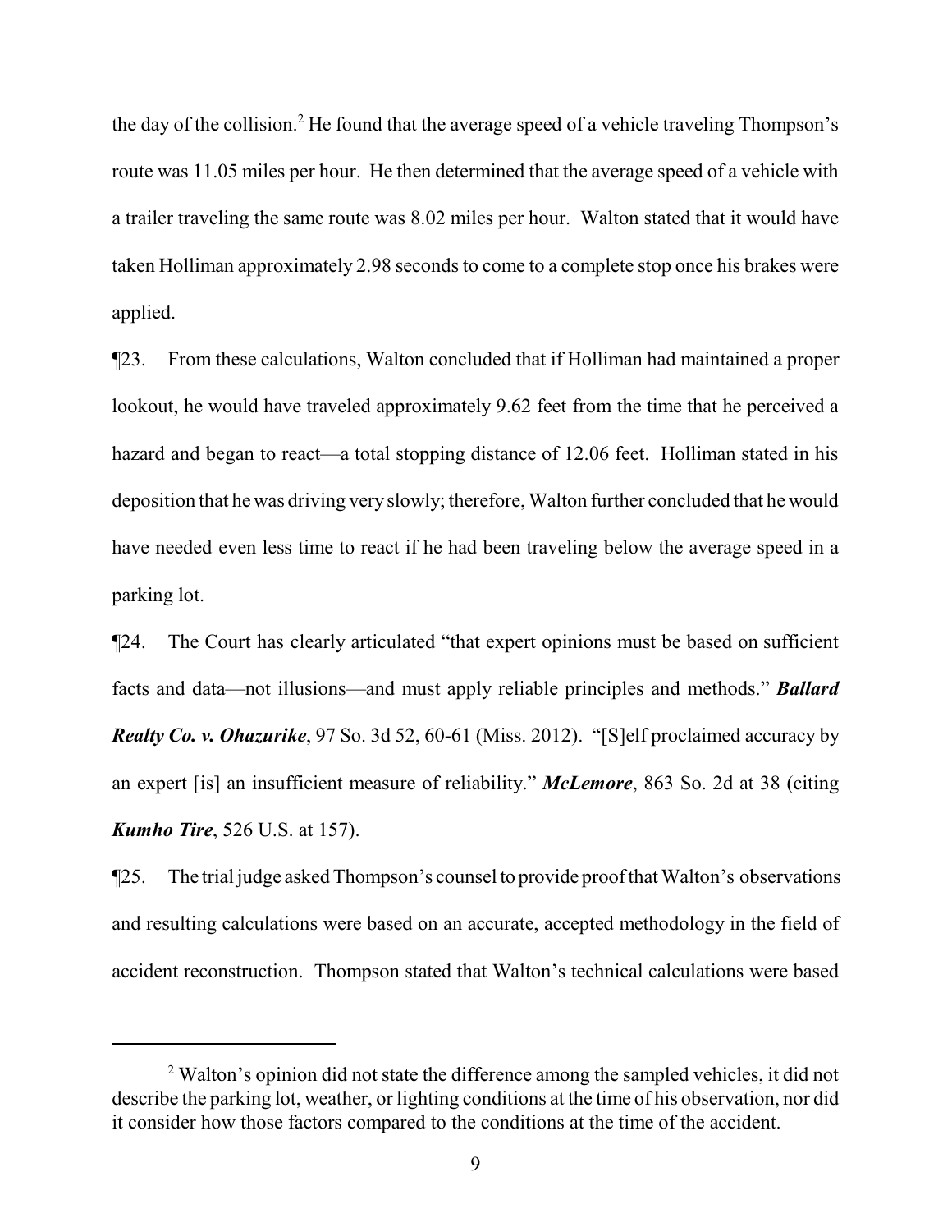the day of the collision.[2] He found that the average speed of a vehicle traveling Thompson's route was 11.05 miles per hour. He then determined that the average speed of a vehicle with a trailer traveling the same route was 8.02 miles per hour. Walton stated that it would have taken Holliman approximately 2.98 seconds to come to a complete stop once his brakes were applied.

¶23. From these calculations, Walton concluded that if Holliman had maintained a proper lookout, he would have traveled approximately 9.62 feet from the time that he perceived a hazard and began to react—a total stopping distance of 12.06 feet. Holliman stated in his deposition that he was driving very slowly; therefore, Walton further concluded that he would have needed even less time to react if he had been traveling below the average speed in a parking lot.

¶24. The Court has clearly articulated "that expert opinions must be based on sufficient facts and data—not illusions—and must apply reliable principles and methods." ***Ballard Realty Co. v. Ohazurike***, 97 So. 3d 52, 60-61 (Miss. 2012). "[S]elf proclaimed accuracy by an expert [is] an insufficient measure of reliability." ***McLemore***, 863 So. 2d at 38 (citing ***Kumho Tire***, 526 U.S. at 157).

¶25. The trial judge asked Thompson's counsel to provide proof that Walton's observations and resulting calculations were based on an accurate, accepted methodology in the field of accident reconstruction. Thompson stated that Walton's technical calculations were based

---

[2] Walton's opinion did not state the difference among the sampled vehicles, it did not describe the parking lot, weather, or lighting conditions at the time of his observation, nor did it consider how those factors compared to the conditions at the time of the accident.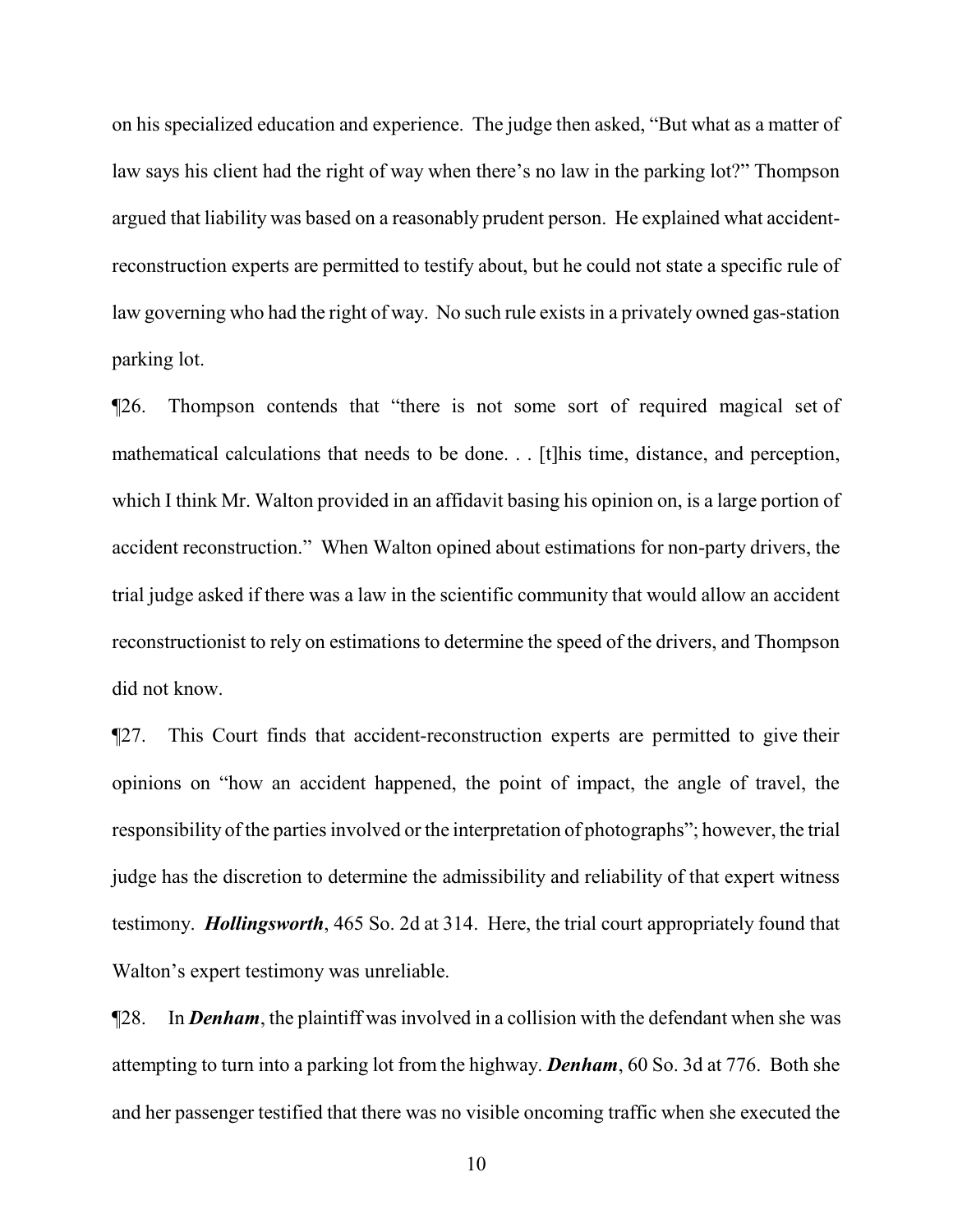on his specialized education and experience. The judge then asked, "But what as a matter of law says his client had the right of way when there's no law in the parking lot?" Thompson argued that liability was based on a reasonably prudent person. He explained what accident-reconstruction experts are permitted to testify about, but he could not state a specific rule of law governing who had the right of way. No such rule exists in a privately owned gas-station parking lot.

¶26. Thompson contends that "there is not some sort of required magical set of mathematical calculations that needs to be done. . . [t]his time, distance, and perception, which I think Mr. Walton provided in an affidavit basing his opinion on, is a large portion of accident reconstruction." When Walton opined about estimations for non-party drivers, the trial judge asked if there was a law in the scientific community that would allow an accident reconstructionist to rely on estimations to determine the speed of the drivers, and Thompson did not know.

¶27. This Court finds that accident-reconstruction experts are permitted to give their opinions on "how an accident happened, the point of impact, the angle of travel, the responsibility of the parties involved or the interpretation of photographs"; however, the trial judge has the discretion to determine the admissibility and reliability of that expert witness testimony. ***Hollingsworth***, 465 So. 2d at 314. Here, the trial court appropriately found that Walton's expert testimony was unreliable.

¶28. In ***Denham***, the plaintiff was involved in a collision with the defendant when she was attempting to turn into a parking lot from the highway. ***Denham***, 60 So. 3d at 776. Both she and her passenger testified that there was no visible oncoming traffic when she executed the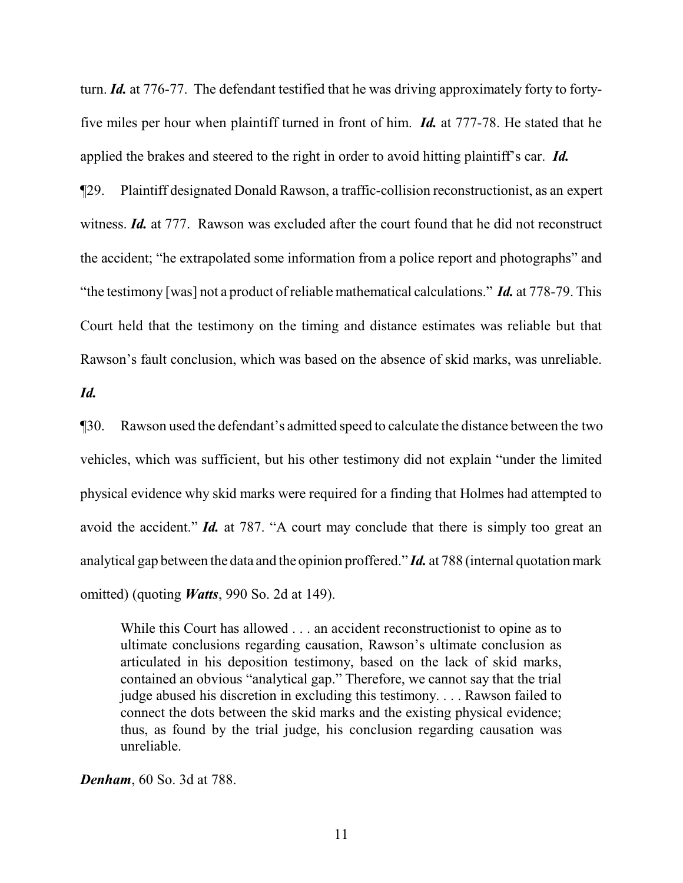turn. ***Id.*** at 776-77. The defendant testified that he was driving approximately forty to forty-five miles per hour when plaintiff turned in front of him. ***Id.*** at 777-78. He stated that he applied the brakes and steered to the right in order to avoid hitting plaintiff's car. ***Id.***

¶29. Plaintiff designated Donald Rawson, a traffic-collision reconstructionist, as an expert witness. ***Id.*** at 777. Rawson was excluded after the court found that he did not reconstruct the accident; "he extrapolated some information from a police report and photographs" and "the testimony [was] not a product of reliable mathematical calculations." ***Id.*** at 778-79. This Court held that the testimony on the timing and distance estimates was reliable but that Rawson's fault conclusion, which was based on the absence of skid marks, was unreliable. ***Id.***

¶30. Rawson used the defendant's admitted speed to calculate the distance between the two vehicles, which was sufficient, but his other testimony did not explain "under the limited physical evidence why skid marks were required for a finding that Holmes had attempted to avoid the accident." ***Id.*** at 787. "A court may conclude that there is simply too great an analytical gap between the data and the opinion proffered." ***Id.*** at 788 (internal quotation mark omitted) (quoting ***Watts***, 990 So. 2d at 149).

> While this Court has allowed . . . an accident reconstructionist to opine as to ultimate conclusions regarding causation, Rawson's ultimate conclusion as articulated in his deposition testimony, based on the lack of skid marks, contained an obvious "analytical gap." Therefore, we cannot say that the trial judge abused his discretion in excluding this testimony. . . . Rawson failed to connect the dots between the skid marks and the existing physical evidence; thus, as found by the trial judge, his conclusion regarding causation was unreliable.

***Denham***, 60 So. 3d at 788.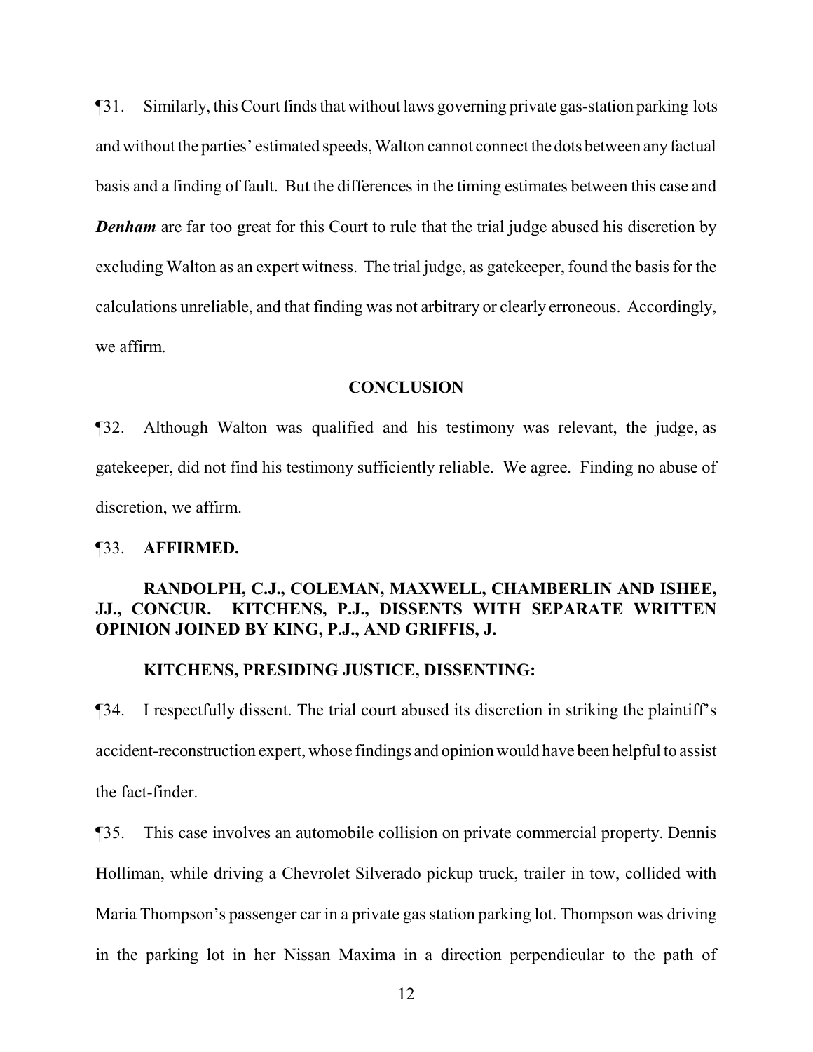¶31. Similarly, this Court finds that without laws governing private gas-station parking lots and without the parties' estimated speeds, Walton cannot connect the dots between any factual basis and a finding of fault. But the differences in the timing estimates between this case and ***Denham*** are far too great for this Court to rule that the trial judge abused his discretion by excluding Walton as an expert witness. The trial judge, as gatekeeper, found the basis for the calculations unreliable, and that finding was not arbitrary or clearly erroneous. Accordingly, we affirm.

**CONCLUSION**

¶32. Although Walton was qualified and his testimony was relevant, the judge, as gatekeeper, did not find his testimony sufficiently reliable. We agree. Finding no abuse of discretion, we affirm.

¶33. **AFFIRMED.**

**RANDOLPH, C.J., COLEMAN, MAXWELL, CHAMBERLIN AND ISHEE, JJ., CONCUR. KITCHENS, P.J., DISSENTS WITH SEPARATE WRITTEN OPINION JOINED BY KING, P.J., AND GRIFFIS, J.**

**KITCHENS, PRESIDING JUSTICE, DISSENTING:**

¶34. I respectfully dissent. The trial court abused its discretion in striking the plaintiff's accident-reconstruction expert, whose findings and opinion would have been helpful to assist the fact-finder.

¶35. This case involves an automobile collision on private commercial property. Dennis Holliman, while driving a Chevrolet Silverado pickup truck, trailer in tow, collided with Maria Thompson's passenger car in a private gas station parking lot. Thompson was driving in the parking lot in her Nissan Maxima in a direction perpendicular to the path of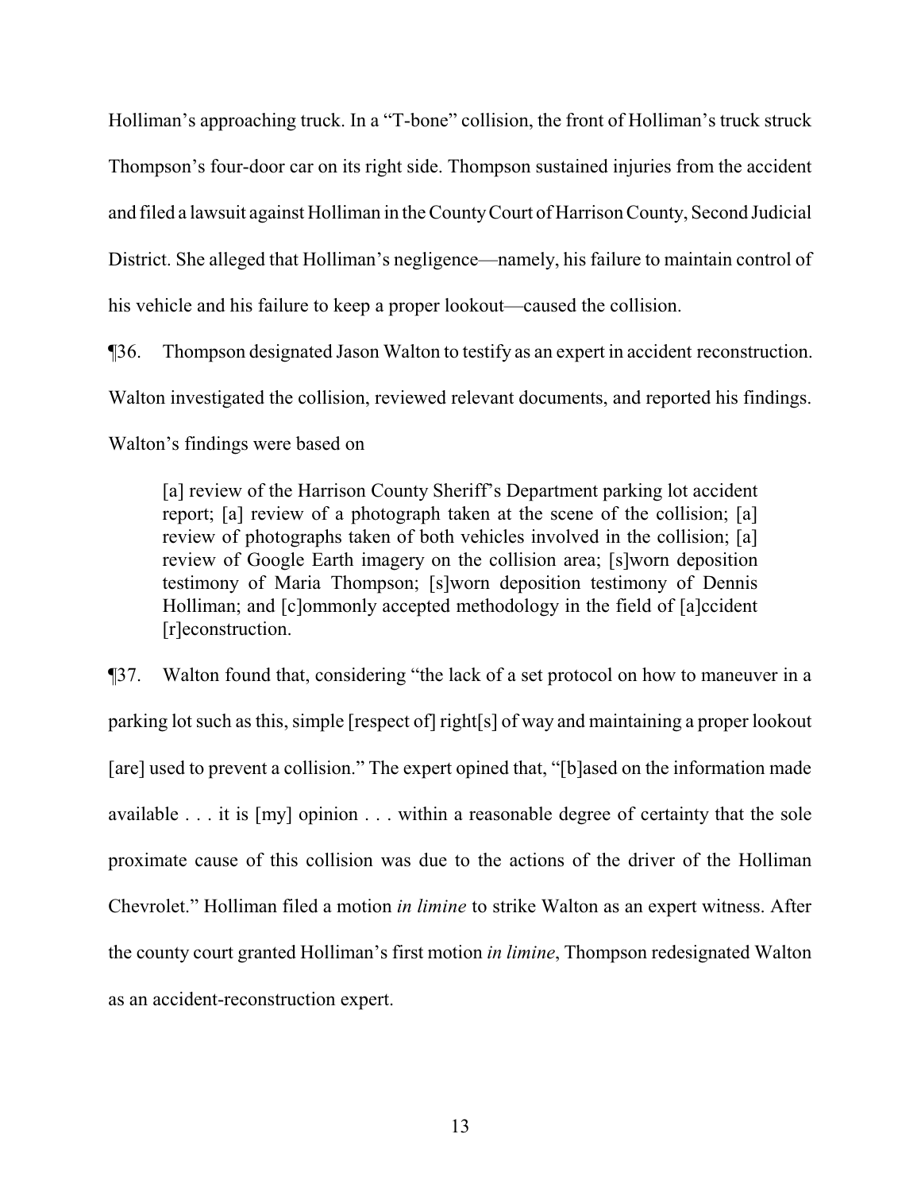Holliman's approaching truck. In a "T-bone" collision, the front of Holliman's truck struck Thompson's four-door car on its right side. Thompson sustained injuries from the accident and filed a lawsuit against Holliman in the County Court of Harrison County, Second Judicial District. She alleged that Holliman's negligence—namely, his failure to maintain control of his vehicle and his failure to keep a proper lookout—caused the collision.

¶36. Thompson designated Jason Walton to testify as an expert in accident reconstruction. Walton investigated the collision, reviewed relevant documents, and reported his findings. Walton's findings were based on

> [a] review of the Harrison County Sheriff's Department parking lot accident report; [a] review of a photograph taken at the scene of the collision; [a] review of photographs taken of both vehicles involved in the collision; [a] review of Google Earth imagery on the collision area; [s]worn deposition testimony of Maria Thompson; [s]worn deposition testimony of Dennis Holliman; and [c]ommonly accepted methodology in the field of [a]ccident [r]econstruction.

¶37. Walton found that, considering "the lack of a set protocol on how to maneuver in a parking lot such as this, simple [respect of] right[s] of way and maintaining a proper lookout [are] used to prevent a collision." The expert opined that, "[b]ased on the information made available . . . it is [my] opinion . . . within a reasonable degree of certainty that the sole proximate cause of this collision was due to the actions of the driver of the Holliman Chevrolet." Holliman filed a motion *in limine* to strike Walton as an expert witness. After the county court granted Holliman's first motion *in limine*, Thompson redesignated Walton as an accident-reconstruction expert.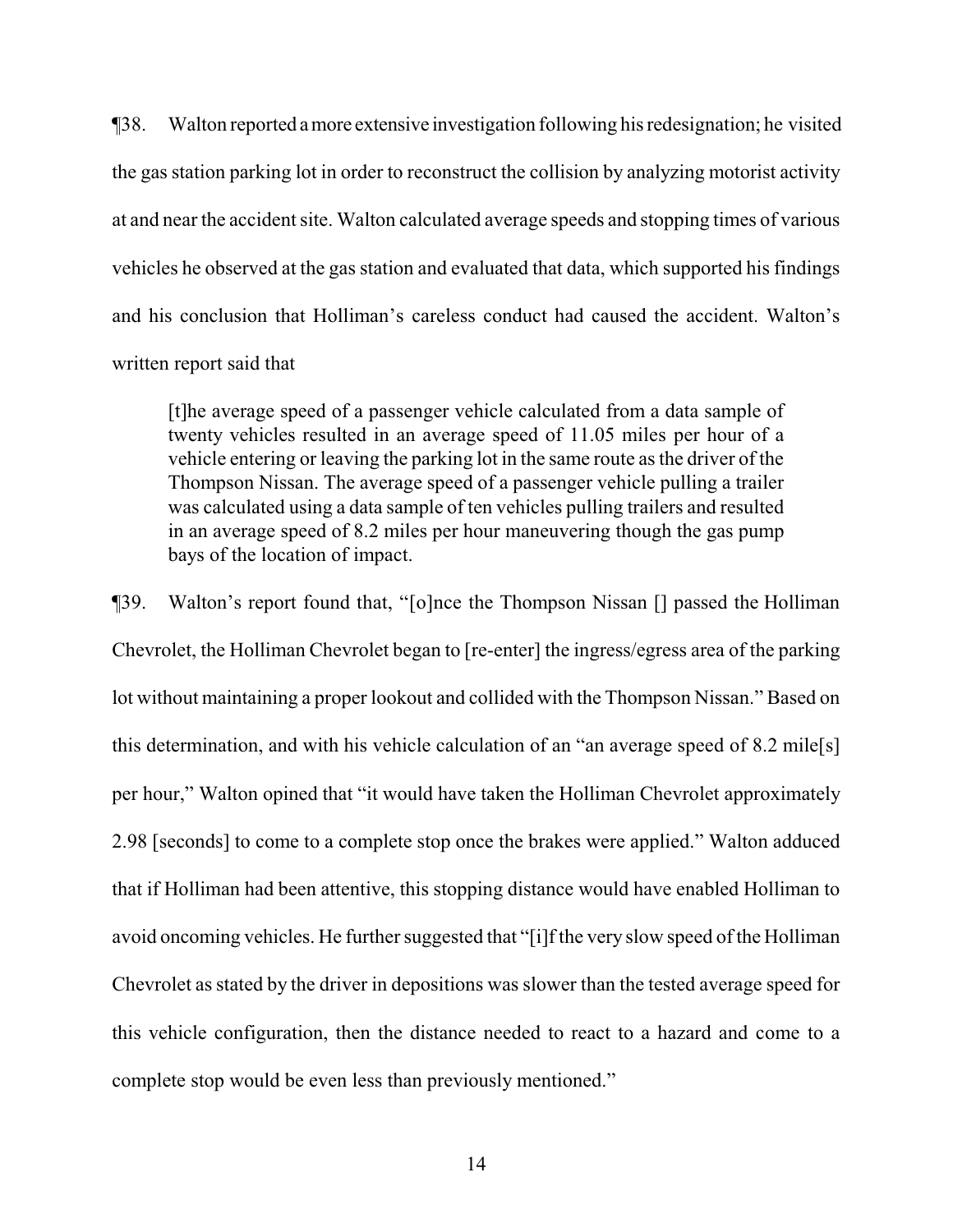¶38. Walton reported a more extensive investigation following his redesignation; he visited the gas station parking lot in order to reconstruct the collision by analyzing motorist activity at and near the accident site. Walton calculated average speeds and stopping times of various vehicles he observed at the gas station and evaluated that data, which supported his findings and his conclusion that Holliman's careless conduct had caused the accident. Walton's written report said that

> [t]he average speed of a passenger vehicle calculated from a data sample of twenty vehicles resulted in an average speed of 11.05 miles per hour of a vehicle entering or leaving the parking lot in the same route as the driver of the Thompson Nissan. The average speed of a passenger vehicle pulling a trailer was calculated using a data sample of ten vehicles pulling trailers and resulted in an average speed of 8.2 miles per hour maneuvering though the gas pump bays of the location of impact.

¶39. Walton's report found that, "[o]nce the Thompson Nissan [] passed the Holliman Chevrolet, the Holliman Chevrolet began to [re-enter] the ingress/egress area of the parking lot without maintaining a proper lookout and collided with the Thompson Nissan." Based on this determination, and with his vehicle calculation of an "an average speed of 8.2 mile[s] per hour," Walton opined that "it would have taken the Holliman Chevrolet approximately 2.98 [seconds] to come to a complete stop once the brakes were applied." Walton adduced that if Holliman had been attentive, this stopping distance would have enabled Holliman to avoid oncoming vehicles. He further suggested that "[i]f the very slow speed of the Holliman Chevrolet as stated by the driver in depositions was slower than the tested average speed for this vehicle configuration, then the distance needed to react to a hazard and come to a complete stop would be even less than previously mentioned."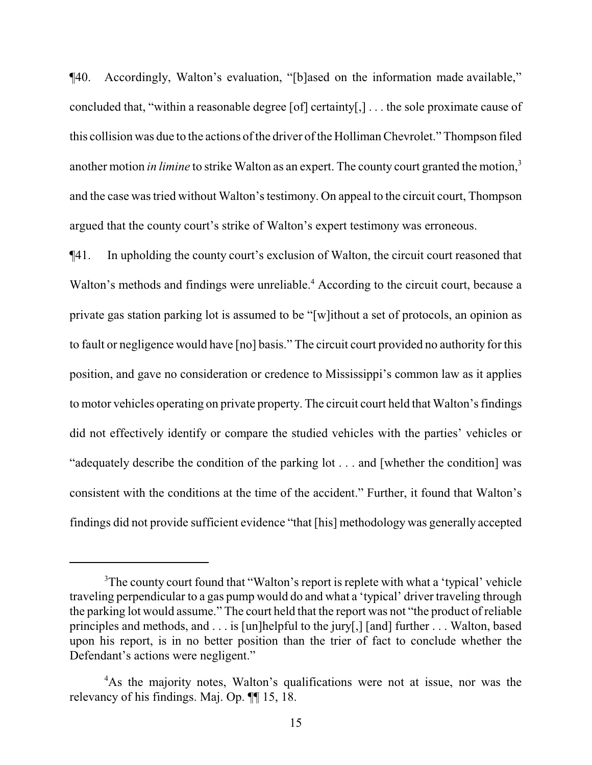¶40. Accordingly, Walton's evaluation, "[b]ased on the information made available," concluded that, "within a reasonable degree [of] certainty[,] . . . the sole proximate cause of this collision was due to the actions of the driver of the Holliman Chevrolet." Thompson filed another motion *in limine* to strike Walton as an expert. The county court granted the motion,[3] and the case was tried without Walton's testimony. On appeal to the circuit court, Thompson argued that the county court's strike of Walton's expert testimony was erroneous.

¶41. In upholding the county court's exclusion of Walton, the circuit court reasoned that Walton's methods and findings were unreliable.[4] According to the circuit court, because a private gas station parking lot is assumed to be "[w]ithout a set of protocols, an opinion as to fault or negligence would have [no] basis." The circuit court provided no authority for this position, and gave no consideration or credence to Mississippi's common law as it applies to motor vehicles operating on private property. The circuit court held that Walton's findings did not effectively identify or compare the studied vehicles with the parties' vehicles or "adequately describe the condition of the parking lot . . . and [whether the condition] was consistent with the conditions at the time of the accident." Further, it found that Walton's findings did not provide sufficient evidence "that [his] methodology was generally accepted

---

[3]The county court found that "Walton's report is replete with what a 'typical' vehicle traveling perpendicular to a gas pump would do and what a 'typical' driver traveling through the parking lot would assume." The court held that the report was not "the product of reliable principles and methods, and . . . is [un]helpful to the jury[,] [and] further . . . Walton, based upon his report, is in no better position than the trier of fact to conclude whether the Defendant's actions were negligent."

[4]As the majority notes, Walton's qualifications were not at issue, nor was the relevancy of his findings. Maj. Op. ¶¶ 15, 18.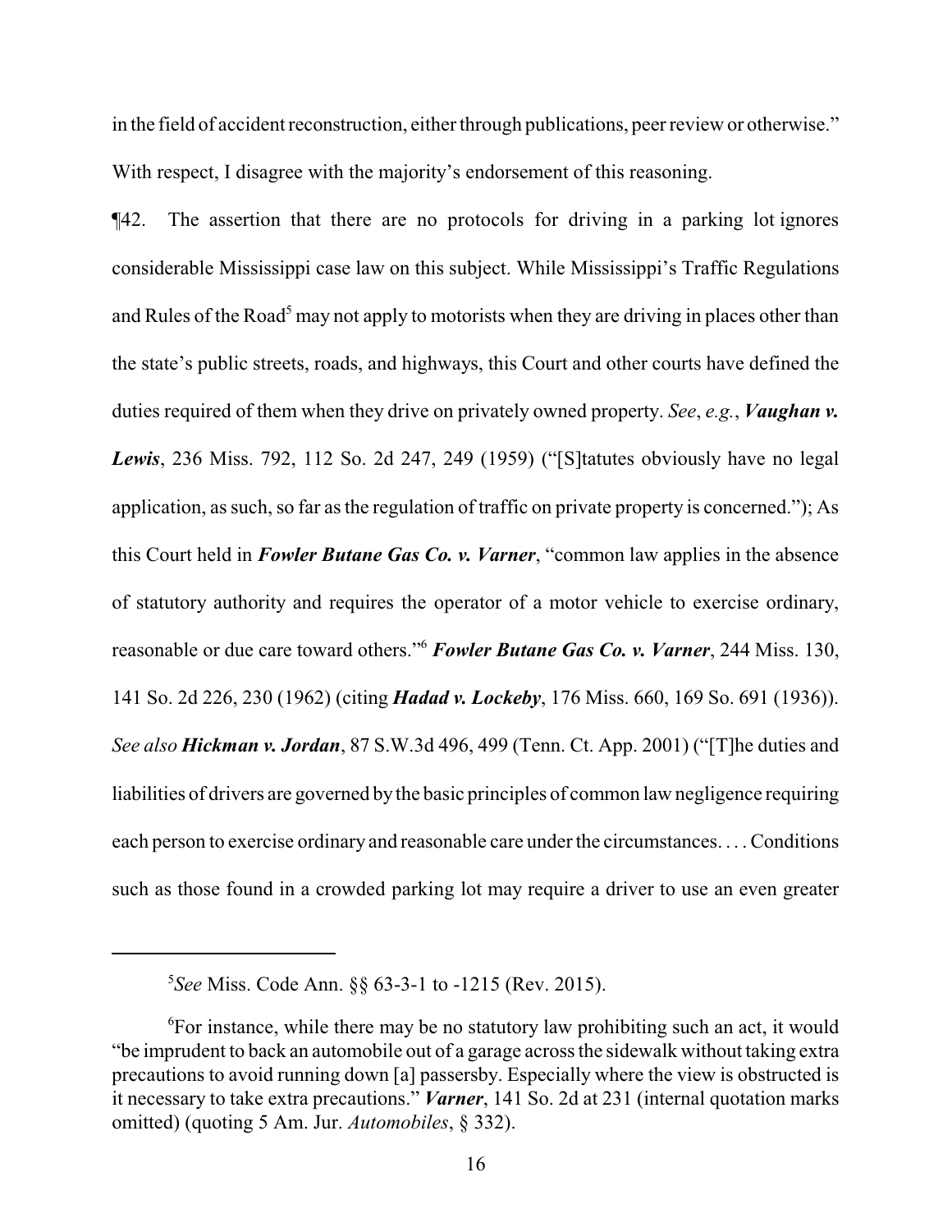in the field of accident reconstruction, either through publications, peer review or otherwise." With respect, I disagree with the majority's endorsement of this reasoning.

¶42. The assertion that there are no protocols for driving in a parking lot ignores considerable Mississippi case law on this subject. While Mississippi's Traffic Regulations and Rules of the Road[5] may not apply to motorists when they are driving in places other than the state's public streets, roads, and highways, this Court and other courts have defined the duties required of them when they drive on privately owned property. *See*, *e.g.*, ***Vaughan v. Lewis***, 236 Miss. 792, 112 So. 2d 247, 249 (1959) ("[S]tatutes obviously have no legal application, as such, so far as the regulation of traffic on private property is concerned."); As this Court held in ***Fowler Butane Gas Co. v. Varner***, "common law applies in the absence of statutory authority and requires the operator of a motor vehicle to exercise ordinary, reasonable or due care toward others."[6] ***Fowler Butane Gas Co. v. Varner***, 244 Miss. 130, 141 So. 2d 226, 230 (1962) (citing ***Hadad v. Lockeby***, 176 Miss. 660, 169 So. 691 (1936)). *See also* ***Hickman v. Jordan***, 87 S.W.3d 496, 499 (Tenn. Ct. App. 2001) ("[T]he duties and liabilities of drivers are governed by the basic principles of common law negligence requiring each person to exercise ordinary and reasonable care under the circumstances. . . . Conditions such as those found in a crowded parking lot may require a driver to use an even greater

---

[5]*See* Miss. Code Ann. §§ 63-3-1 to -1215 (Rev. 2015).

[6]For instance, while there may be no statutory law prohibiting such an act, it would "be imprudent to back an automobile out of a garage across the sidewalk without taking extra precautions to avoid running down [a] passersby. Especially where the view is obstructed is it necessary to take extra precautions." ***Varner***, 141 So. 2d at 231 (internal quotation marks omitted) (quoting 5 Am. Jur. *Automobiles*, § 332).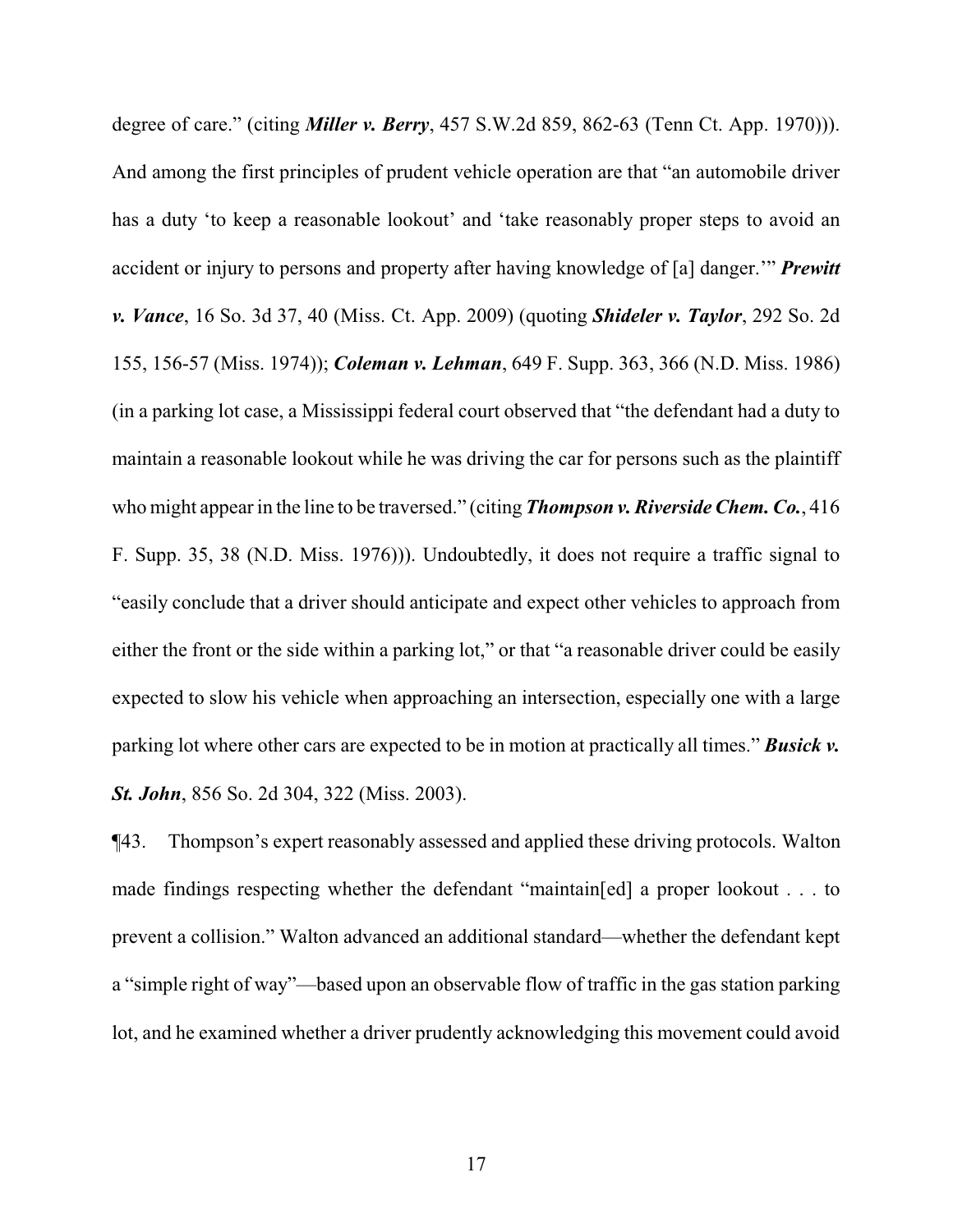degree of care." (citing ***Miller v. Berry***, 457 S.W.2d 859, 862-63 (Tenn Ct. App. 1970))). And among the first principles of prudent vehicle operation are that "an automobile driver has a duty 'to keep a reasonable lookout' and 'take reasonably proper steps to avoid an accident or injury to persons and property after having knowledge of [a] danger.'" ***Prewitt v. Vance***, 16 So. 3d 37, 40 (Miss. Ct. App. 2009) (quoting ***Shideler v. Taylor***, 292 So. 2d 155, 156-57 (Miss. 1974)); ***Coleman v. Lehman***, 649 F. Supp. 363, 366 (N.D. Miss. 1986) (in a parking lot case, a Mississippi federal court observed that "the defendant had a duty to maintain a reasonable lookout while he was driving the car for persons such as the plaintiff who might appear in the line to be traversed." (citing ***Thompson v. Riverside Chem. Co.***, 416 F. Supp. 35, 38 (N.D. Miss. 1976))). Undoubtedly, it does not require a traffic signal to "easily conclude that a driver should anticipate and expect other vehicles to approach from either the front or the side within a parking lot," or that "a reasonable driver could be easily expected to slow his vehicle when approaching an intersection, especially one with a large parking lot where other cars are expected to be in motion at practically all times." ***Busick v. St. John***, 856 So. 2d 304, 322 (Miss. 2003).

¶43. Thompson's expert reasonably assessed and applied these driving protocols. Walton made findings respecting whether the defendant "maintain[ed] a proper lookout . . . to prevent a collision." Walton advanced an additional standard—whether the defendant kept a "simple right of way"—based upon an observable flow of traffic in the gas station parking lot, and he examined whether a driver prudently acknowledging this movement could avoid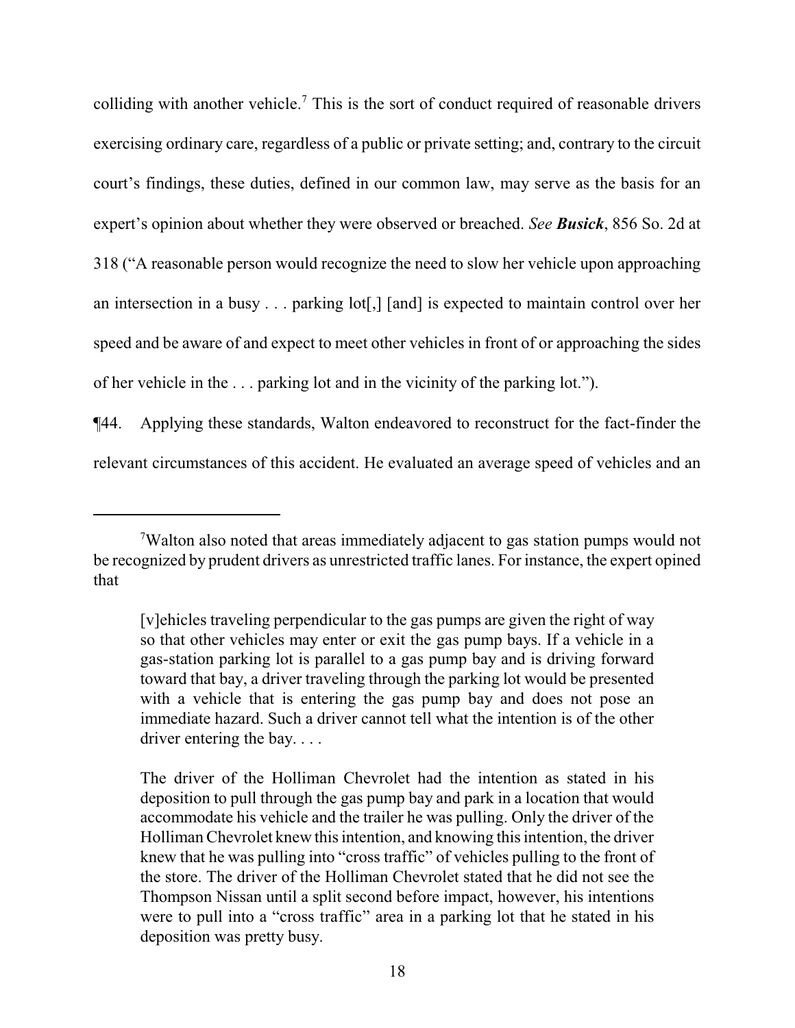colliding with another vehicle.[7] This is the sort of conduct required of reasonable drivers exercising ordinary care, regardless of a public or private setting; and, contrary to the circuit court's findings, these duties, defined in our common law, may serve as the basis for an expert's opinion about whether they were observed or breached. *See* ***Busick***, 856 So. 2d at 318 ("A reasonable person would recognize the need to slow her vehicle upon approaching an intersection in a busy . . . parking lot[,] [and] is expected to maintain control over her speed and be aware of and expect to meet other vehicles in front of or approaching the sides of her vehicle in the . . . parking lot and in the vicinity of the parking lot.").

¶44. Applying these standards, Walton endeavored to reconstruct for the fact-finder the relevant circumstances of this accident. He evaluated an average speed of vehicles and an

---

[7]Walton also noted that areas immediately adjacent to gas station pumps would not be recognized by prudent drivers as unrestricted traffic lanes. For instance, the expert opined that

> [v]ehicles traveling perpendicular to the gas pumps are given the right of way so that other vehicles may enter or exit the gas pump bays. If a vehicle in a gas-station parking lot is parallel to a gas pump bay and is driving forward toward that bay, a driver traveling through the parking lot would be presented with a vehicle that is entering the gas pump bay and does not pose an immediate hazard. Such a driver cannot tell what the intention is of the other driver entering the bay. . . .
>
> The driver of the Holliman Chevrolet had the intention as stated in his deposition to pull through the gas pump bay and park in a location that would accommodate his vehicle and the trailer he was pulling. Only the driver of the Holliman Chevrolet knew this intention, and knowing this intention, the driver knew that he was pulling into "cross traffic" of vehicles pulling to the front of the store. The driver of the Holliman Chevrolet stated that he did not see the Thompson Nissan until a split second before impact, however, his intentions were to pull into a "cross traffic" area in a parking lot that he stated in his deposition was pretty busy.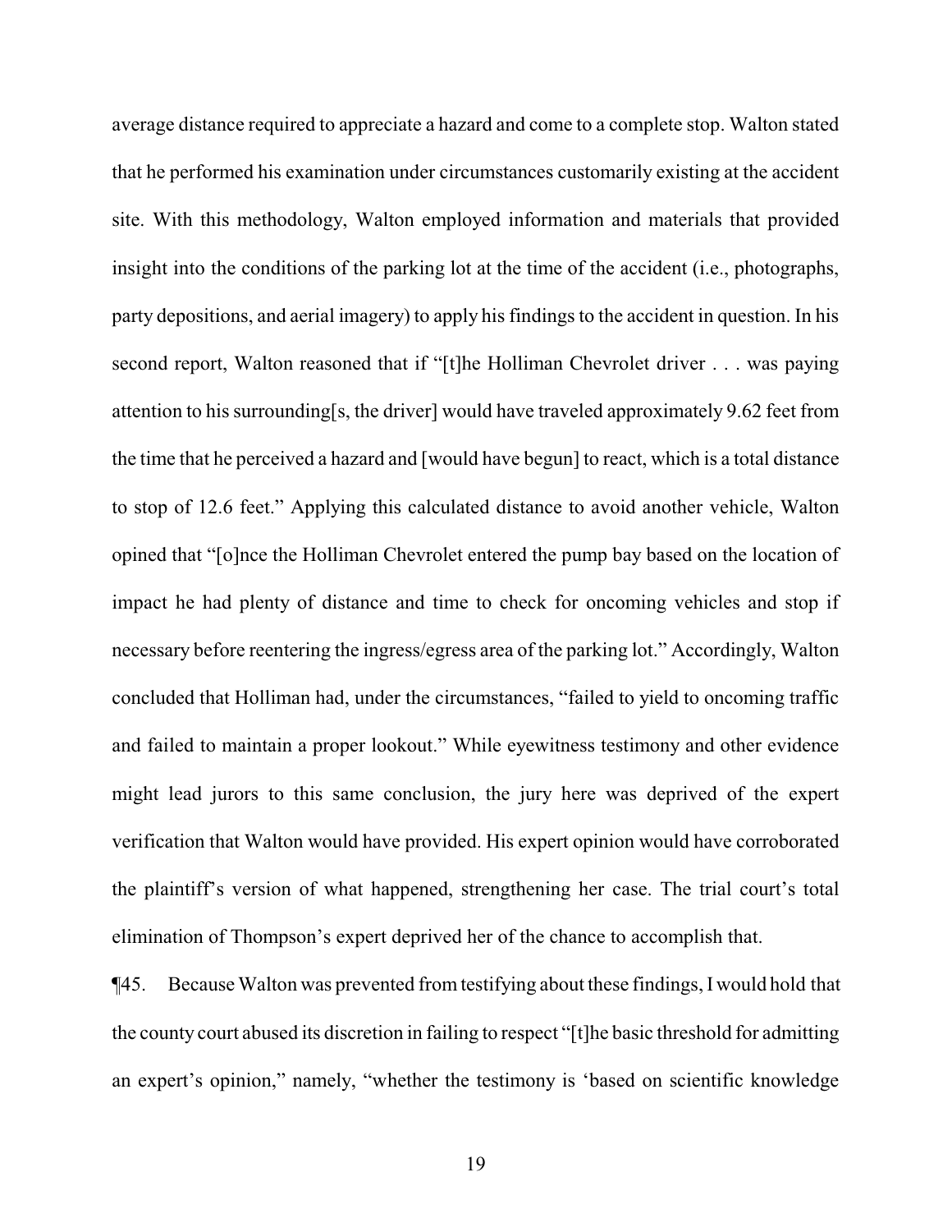average distance required to appreciate a hazard and come to a complete stop. Walton stated that he performed his examination under circumstances customarily existing at the accident site. With this methodology, Walton employed information and materials that provided insight into the conditions of the parking lot at the time of the accident (i.e., photographs, party depositions, and aerial imagery) to apply his findings to the accident in question. In his second report, Walton reasoned that if "[t]he Holliman Chevrolet driver . . . was paying attention to his surrounding[s, the driver] would have traveled approximately 9.62 feet from the time that he perceived a hazard and [would have begun] to react, which is a total distance to stop of 12.6 feet." Applying this calculated distance to avoid another vehicle, Walton opined that "[o]nce the Holliman Chevrolet entered the pump bay based on the location of impact he had plenty of distance and time to check for oncoming vehicles and stop if necessary before reentering the ingress/egress area of the parking lot." Accordingly, Walton concluded that Holliman had, under the circumstances, "failed to yield to oncoming traffic and failed to maintain a proper lookout." While eyewitness testimony and other evidence might lead jurors to this same conclusion, the jury here was deprived of the expert verification that Walton would have provided. His expert opinion would have corroborated the plaintiff's version of what happened, strengthening her case. The trial court's total elimination of Thompson's expert deprived her of the chance to accomplish that.

¶45. Because Walton was prevented from testifying about these findings, I would hold that the county court abused its discretion in failing to respect "[t]he basic threshold for admitting an expert's opinion," namely, "whether the testimony is 'based on scientific knowledge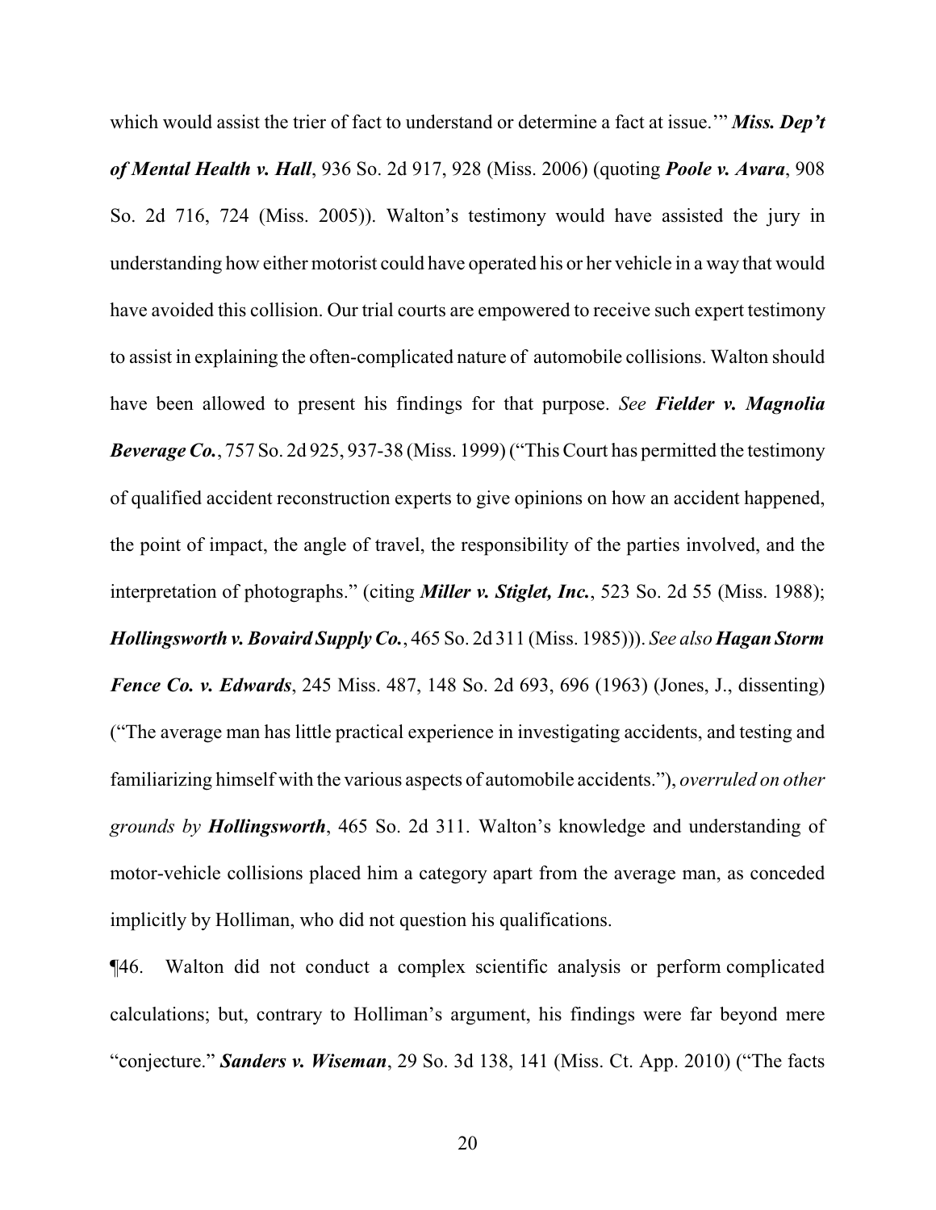which would assist the trier of fact to understand or determine a fact at issue.'" ***Miss. Dep't of Mental Health v. Hall***, 936 So. 2d 917, 928 (Miss. 2006) (quoting ***Poole v. Avara***, 908 So. 2d 716, 724 (Miss. 2005)). Walton's testimony would have assisted the jury in understanding how either motorist could have operated his or her vehicle in a way that would have avoided this collision. Our trial courts are empowered to receive such expert testimony to assist in explaining the often-complicated nature of automobile collisions. Walton should have been allowed to present his findings for that purpose. *See* ***Fielder v. Magnolia Beverage Co.***, 757 So. 2d 925, 937-38 (Miss. 1999) ("This Court has permitted the testimony of qualified accident reconstruction experts to give opinions on how an accident happened, the point of impact, the angle of travel, the responsibility of the parties involved, and the interpretation of photographs." (citing ***Miller v. Stiglet, Inc.***, 523 So. 2d 55 (Miss. 1988); ***Hollingsworth v. Bovaird Supply Co.***, 465 So. 2d 311 (Miss. 1985))). *See also* ***Hagan Storm Fence Co. v. Edwards***, 245 Miss. 487, 148 So. 2d 693, 696 (1963) (Jones, J., dissenting) ("The average man has little practical experience in investigating accidents, and testing and familiarizing himself with the various aspects of automobile accidents."), *overruled on other grounds by* ***Hollingsworth***, 465 So. 2d 311. Walton's knowledge and understanding of motor-vehicle collisions placed him a category apart from the average man, as conceded implicitly by Holliman, who did not question his qualifications.

¶46. Walton did not conduct a complex scientific analysis or perform complicated calculations; but, contrary to Holliman's argument, his findings were far beyond mere "conjecture." ***Sanders v. Wiseman***, 29 So. 3d 138, 141 (Miss. Ct. App. 2010) ("The facts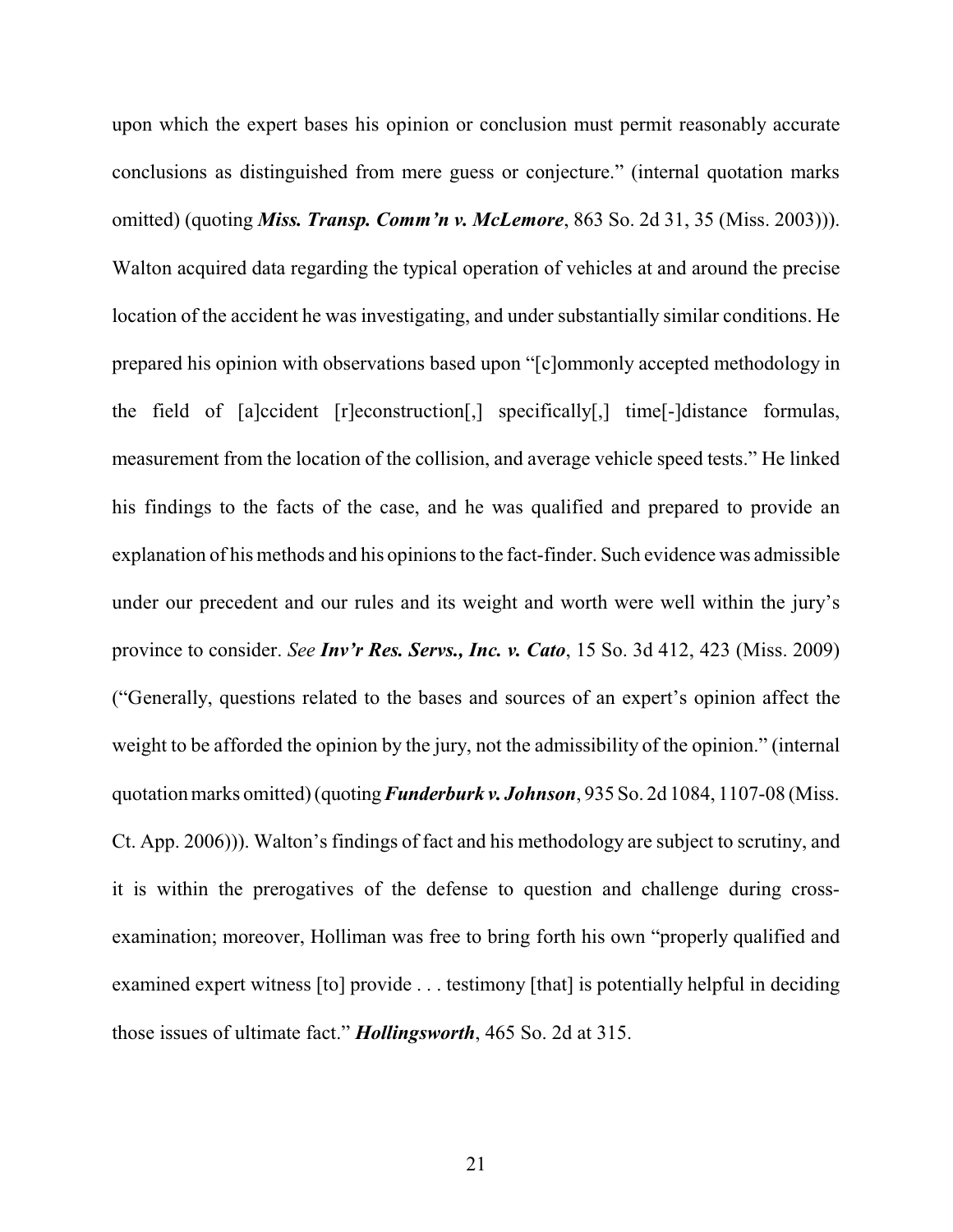upon which the expert bases his opinion or conclusion must permit reasonably accurate conclusions as distinguished from mere guess or conjecture." (internal quotation marks omitted) (quoting ***Miss. Transp. Comm'n v. McLemore***, 863 So. 2d 31, 35 (Miss. 2003))). Walton acquired data regarding the typical operation of vehicles at and around the precise location of the accident he was investigating, and under substantially similar conditions. He prepared his opinion with observations based upon "[c]ommonly accepted methodology in the field of [a]ccident [r]econstruction[,] specifically[,] time[-]distance formulas, measurement from the location of the collision, and average vehicle speed tests." He linked his findings to the facts of the case, and he was qualified and prepared to provide an explanation of his methods and his opinions to the fact-finder. Such evidence was admissible under our precedent and our rules and its weight and worth were well within the jury's province to consider. *See* ***Inv'r Res. Servs., Inc. v. Cato***, 15 So. 3d 412, 423 (Miss. 2009) ("Generally, questions related to the bases and sources of an expert's opinion affect the weight to be afforded the opinion by the jury, not the admissibility of the opinion." (internal quotation marks omitted) (quoting ***Funderburk v. Johnson***, 935 So. 2d 1084, 1107-08 (Miss. Ct. App. 2006))). Walton's findings of fact and his methodology are subject to scrutiny, and it is within the prerogatives of the defense to question and challenge during cross-examination; moreover, Holliman was free to bring forth his own "properly qualified and examined expert witness [to] provide . . . testimony [that] is potentially helpful in deciding those issues of ultimate fact." ***Hollingsworth***, 465 So. 2d at 315.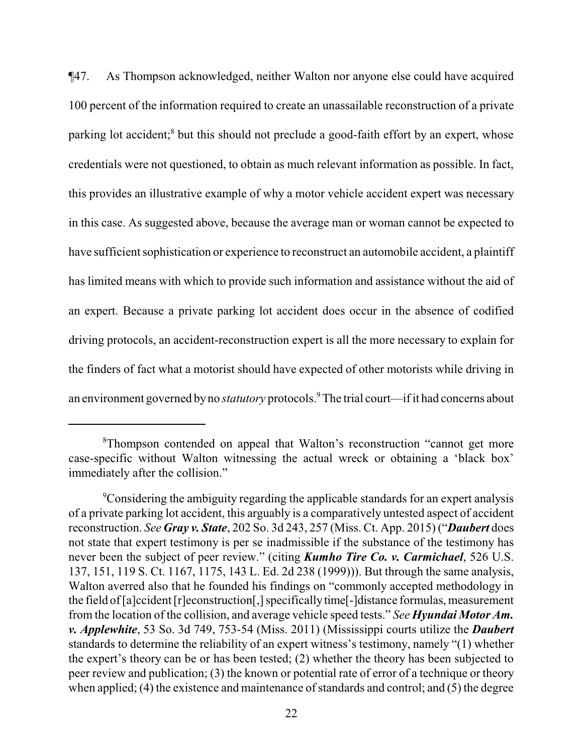¶47. As Thompson acknowledged, neither Walton nor anyone else could have acquired 100 percent of the information required to create an unassailable reconstruction of a private parking lot accident;[8] but this should not preclude a good-faith effort by an expert, whose credentials were not questioned, to obtain as much relevant information as possible. In fact, this provides an illustrative example of why a motor vehicle accident expert was necessary in this case. As suggested above, because the average man or woman cannot be expected to have sufficient sophistication or experience to reconstruct an automobile accident, a plaintiff has limited means with which to provide such information and assistance without the aid of an expert. Because a private parking lot accident does occur in the absence of codified driving protocols, an accident-reconstruction expert is all the more necessary to explain for the finders of fact what a motorist should have expected of other motorists while driving in an environment governed by no *statutory* protocols.[9] The trial court—if it had concerns about

---

[8]Thompson contended on appeal that Walton's reconstruction "cannot get more case-specific without Walton witnessing the actual wreck or obtaining a 'black box' immediately after the collision."

[9]Considering the ambiguity regarding the applicable standards for an expert analysis of a private parking lot accident, this arguably is a comparatively untested aspect of accident reconstruction. *See* ***Gray v. State***, 202 So. 3d 243, 257 (Miss. Ct. App. 2015) ("***Daubert*** does not state that expert testimony is per se inadmissible if the substance of the testimony has never been the subject of peer review." (citing ***Kumho Tire Co. v. Carmichael***, 526 U.S. 137, 151, 119 S. Ct. 1167, 1175, 143 L. Ed. 2d 238 (1999))). But through the same analysis, Walton averred also that he founded his findings on "commonly accepted methodology in the field of [a]ccident [r]econstruction[,] specifically time[-]distance formulas, measurement from the location of the collision, and average vehicle speed tests." *See* ***Hyundai Motor Am. v. Applewhite***, 53 So. 3d 749, 753-54 (Miss. 2011) (Mississippi courts utilize the ***Daubert*** standards to determine the reliability of an expert witness's testimony, namely "(1) whether the expert's theory can be or has been tested; (2) whether the theory has been subjected to peer review and publication; (3) the known or potential rate of error of a technique or theory when applied; (4) the existence and maintenance of standards and control; and (5) the degree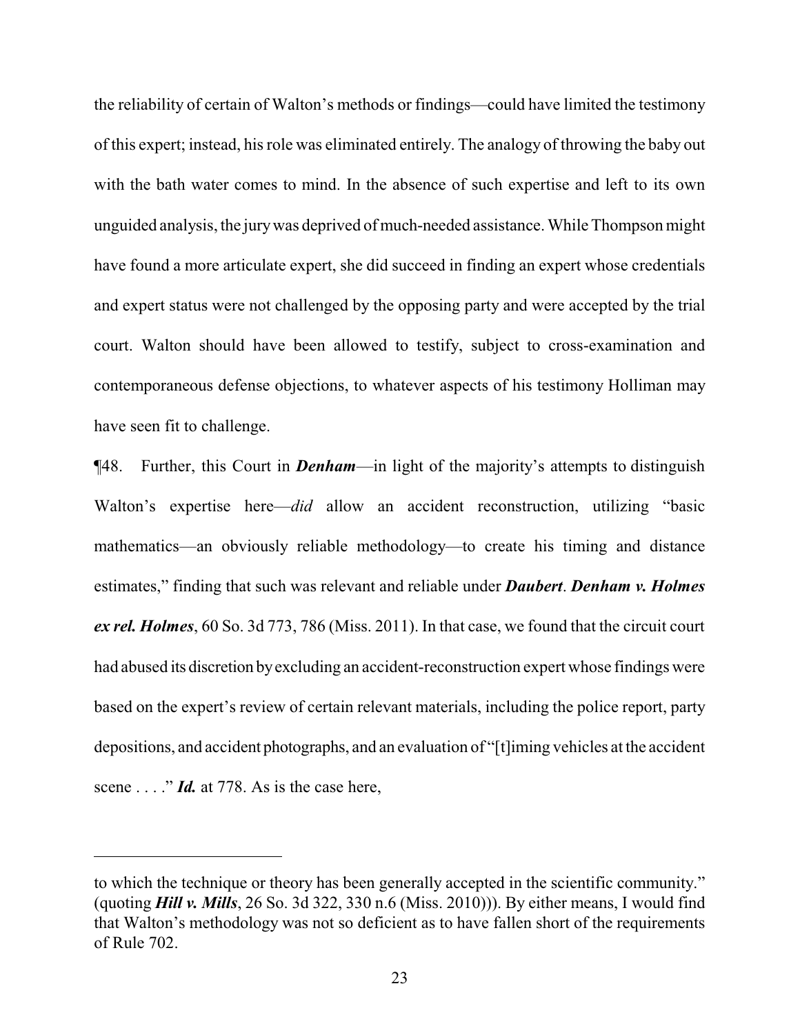the reliability of certain of Walton's methods or findings—could have limited the testimony of this expert; instead, his role was eliminated entirely. The analogy of throwing the baby out with the bath water comes to mind. In the absence of such expertise and left to its own unguided analysis, the jury was deprived of much-needed assistance. While Thompson might have found a more articulate expert, she did succeed in finding an expert whose credentials and expert status were not challenged by the opposing party and were accepted by the trial court. Walton should have been allowed to testify, subject to cross-examination and contemporaneous defense objections, to whatever aspects of his testimony Holliman may have seen fit to challenge.

¶48. Further, this Court in ***Denham***—in light of the majority's attempts to distinguish Walton's expertise here—*did* allow an accident reconstruction, utilizing "basic mathematics—an obviously reliable methodology—to create his timing and distance estimates," finding that such was relevant and reliable under ***Daubert***. ***Denham v. Holmes ex rel. Holmes***, 60 So. 3d 773, 786 (Miss. 2011). In that case, we found that the circuit court had abused its discretion by excluding an accident-reconstruction expert whose findings were based on the expert's review of certain relevant materials, including the police report, party depositions, and accident photographs, and an evaluation of "[t]iming vehicles at the accident scene . . . ." ***Id.*** at 778. As is the case here,

---

to which the technique or theory has been generally accepted in the scientific community." (quoting ***Hill v. Mills***, 26 So. 3d 322, 330 n.6 (Miss. 2010))). By either means, I would find that Walton's methodology was not so deficient as to have fallen short of the requirements of Rule 702.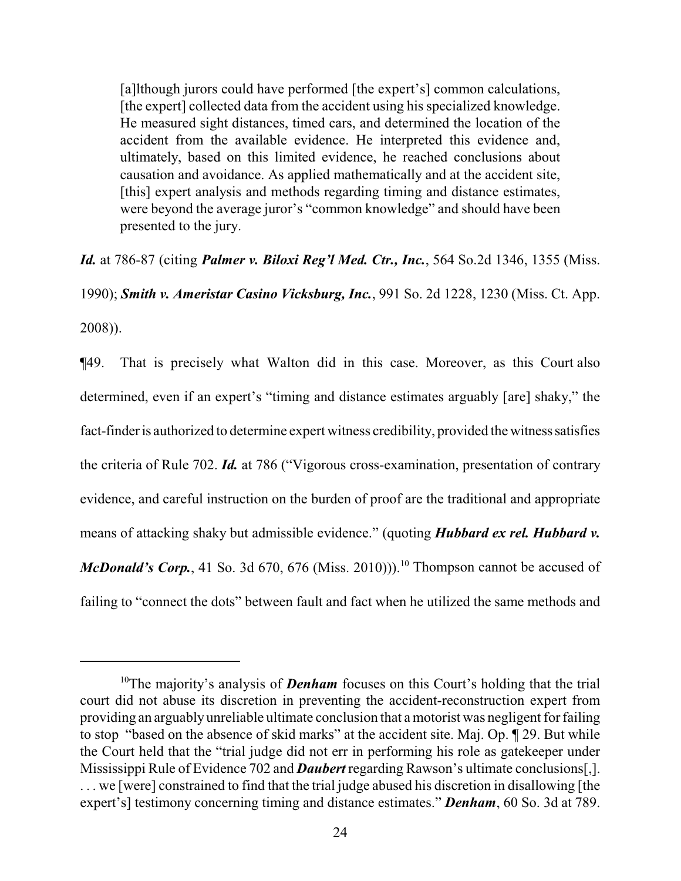> [a]lthough jurors could have performed [the expert's] common calculations, [the expert] collected data from the accident using his specialized knowledge. He measured sight distances, timed cars, and determined the location of the accident from the available evidence. He interpreted this evidence and, ultimately, based on this limited evidence, he reached conclusions about causation and avoidance. As applied mathematically and at the accident site, [this] expert analysis and methods regarding timing and distance estimates, were beyond the average juror's "common knowledge" and should have been presented to the jury.

***Id.*** at 786-87 (citing ***Palmer v. Biloxi Reg'l Med. Ctr., Inc.***, 564 So.2d 1346, 1355 (Miss. 1990); ***Smith v. Ameristar Casino Vicksburg, Inc.***, 991 So. 2d 1228, 1230 (Miss. Ct. App. 2008)).

¶49. That is precisely what Walton did in this case. Moreover, as this Court also determined, even if an expert's "timing and distance estimates arguably [are] shaky," the fact-finder is authorized to determine expert witness credibility, provided the witness satisfies the criteria of Rule 702. ***Id.*** at 786 ("Vigorous cross-examination, presentation of contrary evidence, and careful instruction on the burden of proof are the traditional and appropriate means of attacking shaky but admissible evidence." (quoting ***Hubbard ex rel. Hubbard v. McDonald's Corp.***, 41 So. 3d 670, 676 (Miss. 2010))).[10] Thompson cannot be accused of failing to "connect the dots" between fault and fact when he utilized the same methods and

---

[10]The majority's analysis of ***Denham*** focuses on this Court's holding that the trial court did not abuse its discretion in preventing the accident-reconstruction expert from providing an arguably unreliable ultimate conclusion that a motorist was negligent for failing to stop "based on the absence of skid marks" at the accident site. Maj. Op. ¶ 29. But while the Court held that the "trial judge did not err in performing his role as gatekeeper under Mississippi Rule of Evidence 702 and ***Daubert*** regarding Rawson's ultimate conclusions[,]. . . . we [were] constrained to find that the trial judge abused his discretion in disallowing [the expert's] testimony concerning timing and distance estimates." ***Denham***, 60 So. 3d at 789.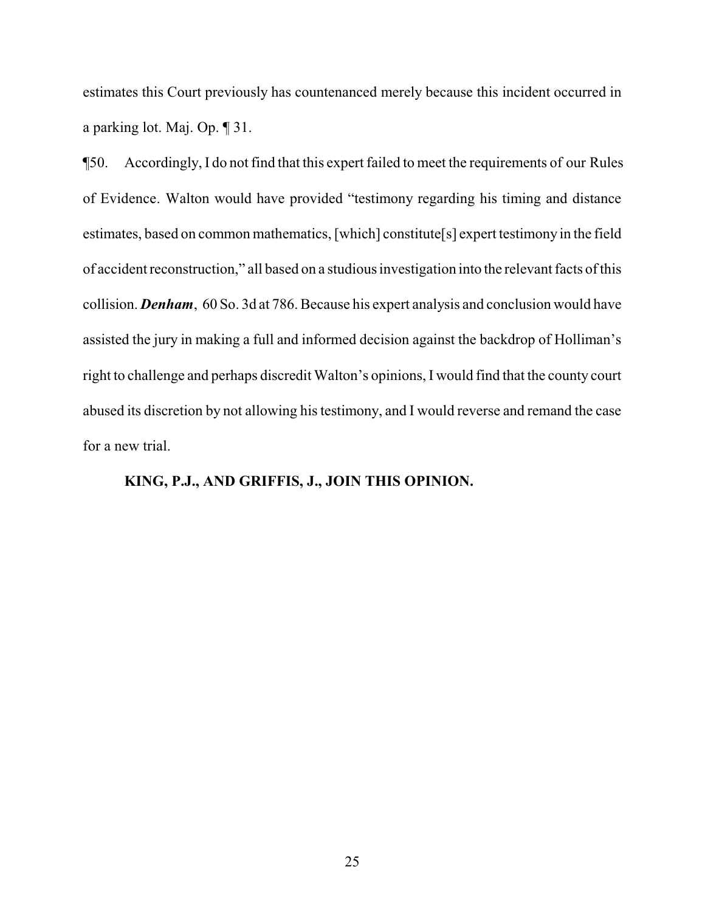estimates this Court previously has countenanced merely because this incident occurred in a parking lot. Maj. Op. ¶ 31.

¶50. Accordingly, I do not find that this expert failed to meet the requirements of our Rules of Evidence. Walton would have provided "testimony regarding his timing and distance estimates, based on common mathematics, [which] constitute[s] expert testimony in the field of accident reconstruction," all based on a studious investigation into the relevant facts of this collision. ***Denham***, 60 So. 3d at 786. Because his expert analysis and conclusion would have assisted the jury in making a full and informed decision against the backdrop of Holliman's right to challenge and perhaps discredit Walton's opinions, I would find that the county court abused its discretion by not allowing his testimony, and I would reverse and remand the case for a new trial.

**KING, P.J., AND GRIFFIS, J., JOIN THIS OPINION.**